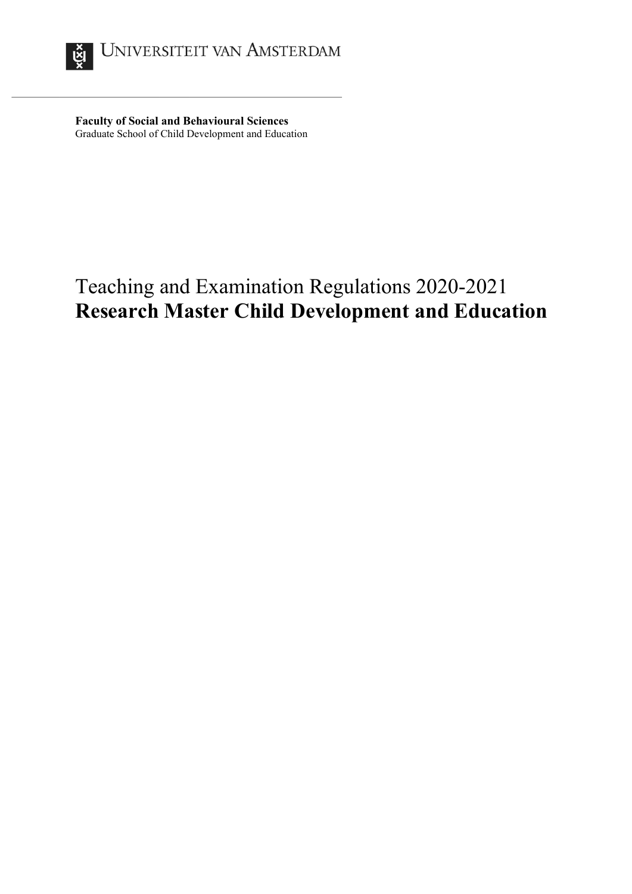UNIVERSITEIT VAN AMSTERDAM

**Faculty of Social and Behavioural Sciences**
Graduate School of Child Development and Education

# Teaching and Examination Regulations 2020-2021
# **Research Master Child Development and Education**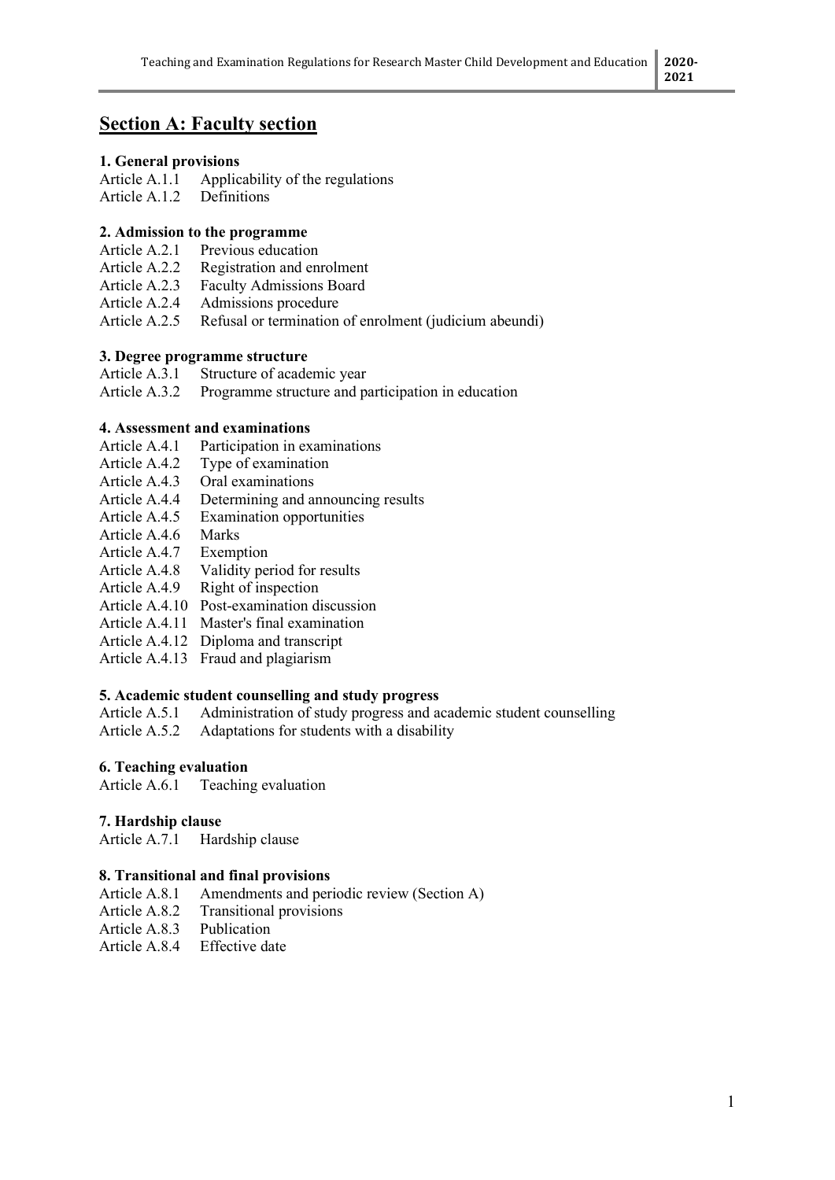## Section A: Faculty section

**1. General provisions**

Article A.1.1 Applicability of the regulations
Article A.1.2 Definitions

**2. Admission to the programme**

Article A.2.1 Previous education
Article A.2.2 Registration and enrolment
Article A.2.3 Faculty Admissions Board
Article A.2.4 Admissions procedure
Article A.2.5 Refusal or termination of enrolment (judicium abeundi)

**3. Degree programme structure**

Article A.3.1 Structure of academic year
Article A.3.2 Programme structure and participation in education

**4. Assessment and examinations**

Article A.4.1 Participation in examinations
Article A.4.2 Type of examination
Article A.4.3 Oral examinations
Article A.4.4 Determining and announcing results
Article A.4.5 Examination opportunities
Article A.4.6 Marks
Article A.4.7 Exemption
Article A.4.8 Validity period for results
Article A.4.9 Right of inspection
Article A.4.10 Post-examination discussion
Article A.4.11 Master's final examination
Article A.4.12 Diploma and transcript
Article A.4.13 Fraud and plagiarism

**5. Academic student counselling and study progress**

Article A.5.1 Administration of study progress and academic student counselling
Article A.5.2 Adaptations for students with a disability

**6. Teaching evaluation**

Article A.6.1 Teaching evaluation

**7. Hardship clause**

Article A.7.1 Hardship clause

**8. Transitional and final provisions**

Article A.8.1 Amendments and periodic review (Section A)
Article A.8.2 Transitional provisions
Article A.8.3 Publication
Article A.8.4 Effective date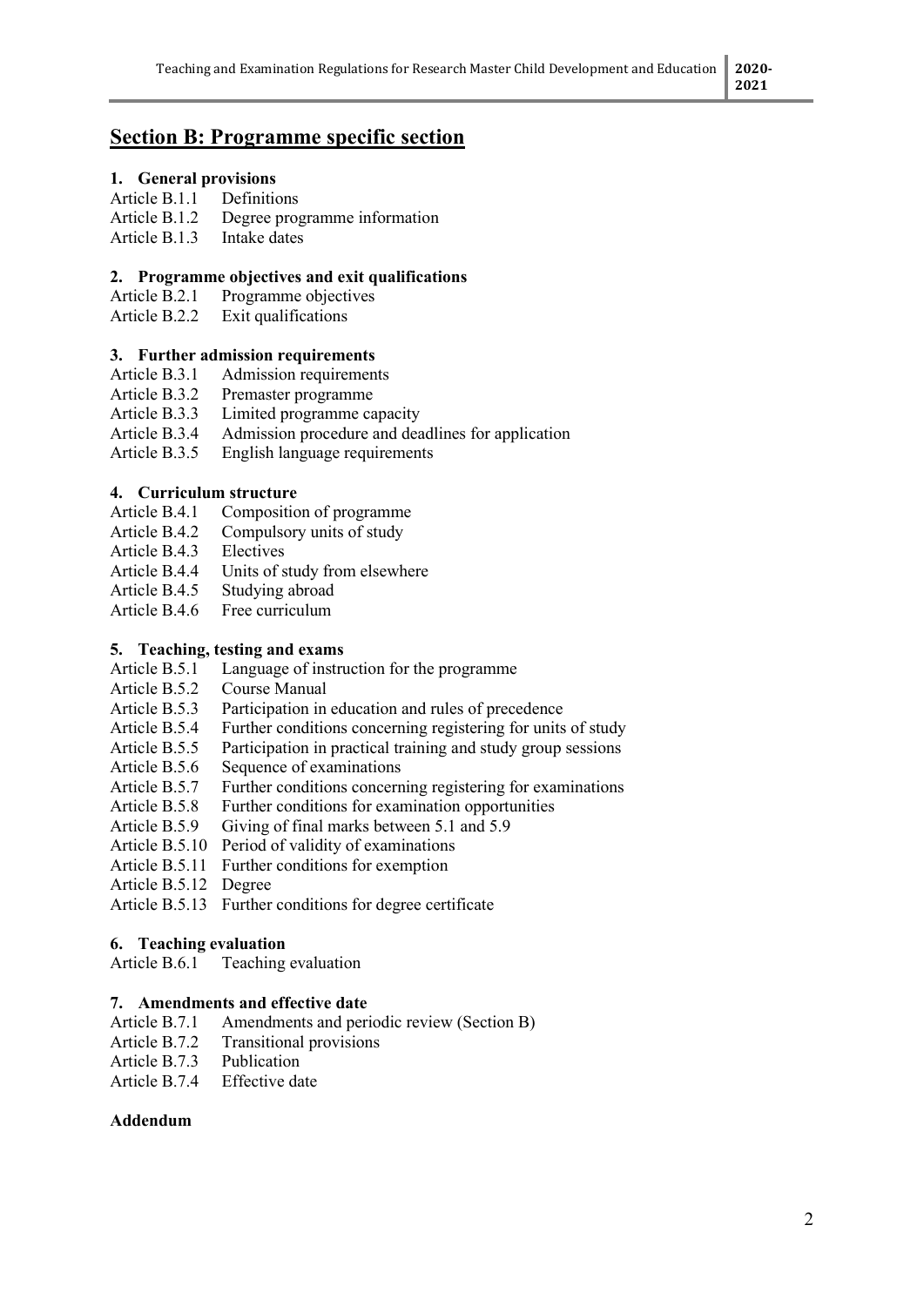## Section B: Programme specific section

**1. General provisions**

Article B.1.1 Definitions
Article B.1.2 Degree programme information
Article B.1.3 Intake dates

**2. Programme objectives and exit qualifications**

Article B.2.1 Programme objectives
Article B.2.2 Exit qualifications

**3. Further admission requirements**

Article B.3.1 Admission requirements
Article B.3.2 Premaster programme
Article B.3.3 Limited programme capacity
Article B.3.4 Admission procedure and deadlines for application
Article B.3.5 English language requirements

**4. Curriculum structure**

Article B.4.1 Composition of programme
Article B.4.2 Compulsory units of study
Article B.4.3 Electives
Article B.4.4 Units of study from elsewhere
Article B.4.5 Studying abroad
Article B.4.6 Free curriculum

**5. Teaching, testing and exams**

Article B.5.1 Language of instruction for the programme
Article B.5.2 Course Manual
Article B.5.3 Participation in education and rules of precedence
Article B.5.4 Further conditions concerning registering for units of study
Article B.5.5 Participation in practical training and study group sessions
Article B.5.6 Sequence of examinations
Article B.5.7 Further conditions concerning registering for examinations
Article B.5.8 Further conditions for examination opportunities
Article B.5.9 Giving of final marks between 5.1 and 5.9
Article B.5.10 Period of validity of examinations
Article B.5.11 Further conditions for exemption
Article B.5.12 Degree
Article B.5.13 Further conditions for degree certificate

**6. Teaching evaluation**

Article B.6.1 Teaching evaluation

**7. Amendments and effective date**

Article B.7.1 Amendments and periodic review (Section B)
Article B.7.2 Transitional provisions
Article B.7.3 Publication
Article B.7.4 Effective date

**Addendum**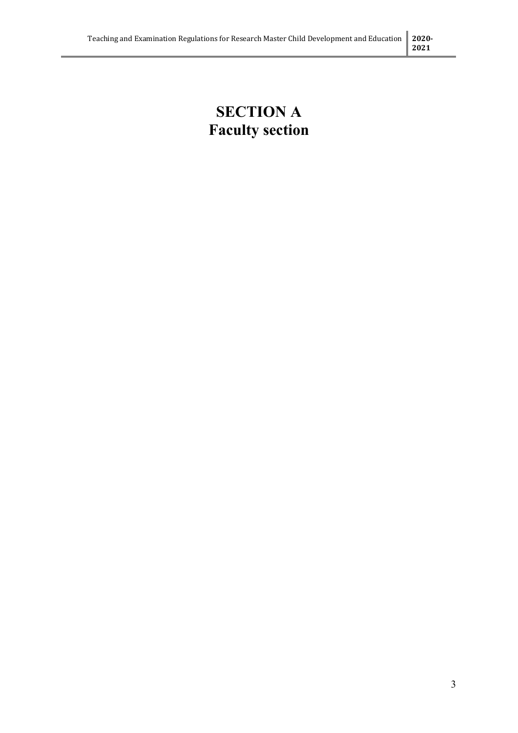# SECTION A
# Faculty section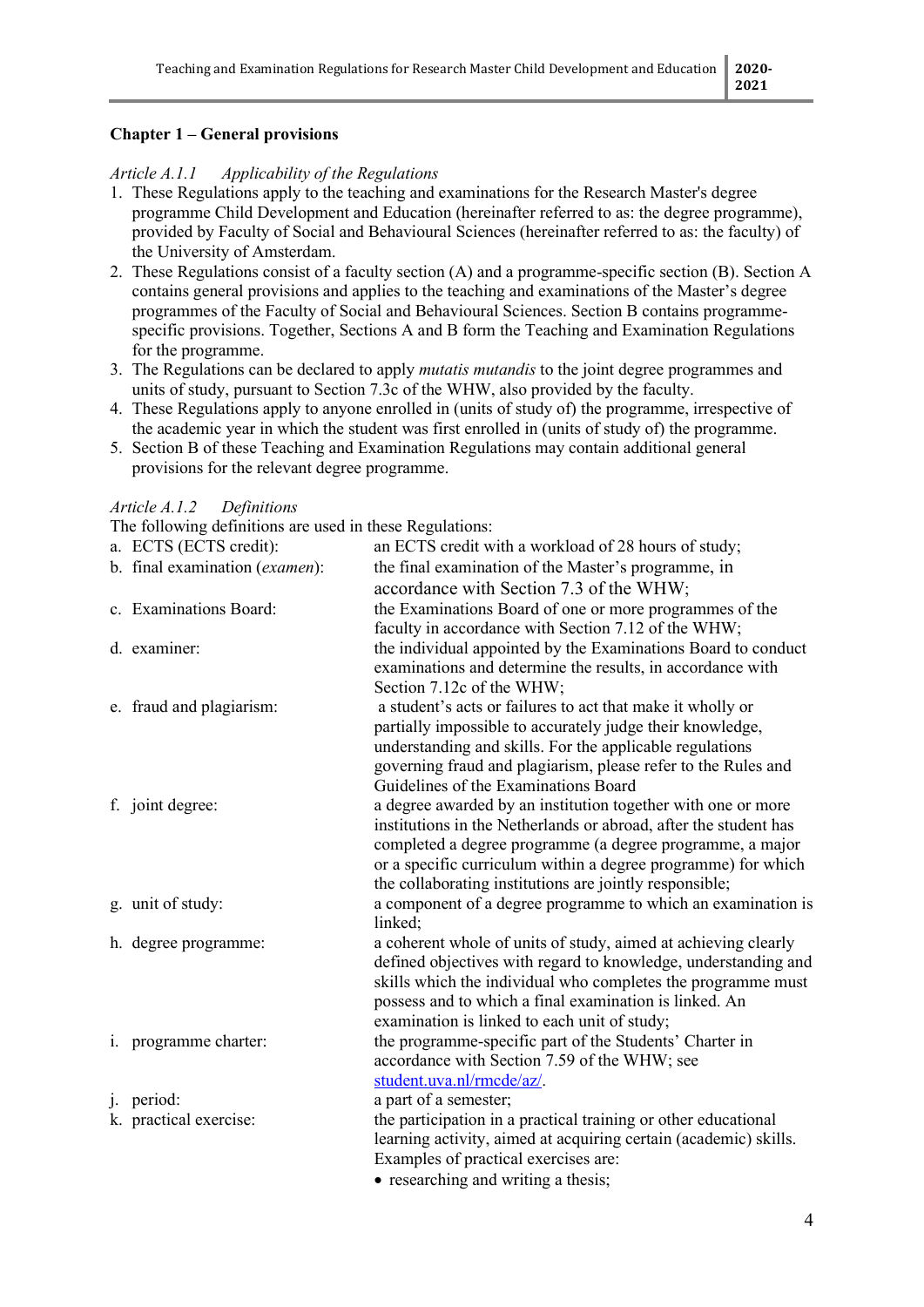## Chapter 1 – General provisions

*Article A.1.1 Applicability of the Regulations*

1. These Regulations apply to the teaching and examinations for the Research Master's degree programme Child Development and Education (hereinafter referred to as: the degree programme), provided by Faculty of Social and Behavioural Sciences (hereinafter referred to as: the faculty) of the University of Amsterdam.
2. These Regulations consist of a faculty section (A) and a programme-specific section (B). Section A contains general provisions and applies to the teaching and examinations of the Master's degree programmes of the Faculty of Social and Behavioural Sciences. Section B contains programme-specific provisions. Together, Sections A and B form the Teaching and Examination Regulations for the programme.
3. The Regulations can be declared to apply *mutatis mutandis* to the joint degree programmes and units of study, pursuant to Section 7.3c of the WHW, also provided by the faculty.
4. These Regulations apply to anyone enrolled in (units of study of) the programme, irrespective of the academic year in which the student was first enrolled in (units of study of) the programme.
5. Section B of these Teaching and Examination Regulations may contain additional general provisions for the relevant degree programme.

*Article A.1.2 Definitions*

The following definitions are used in these Regulations:

a. ECTS (ECTS credit): an ECTS credit with a workload of 28 hours of study;

b. final examination (*examen*): the final examination of the Master's programme, in accordance with Section 7.3 of the WHW;

c. Examinations Board: the Examinations Board of one or more programmes of the faculty in accordance with Section 7.12 of the WHW;

d. examiner: the individual appointed by the Examinations Board to conduct examinations and determine the results, in accordance with Section 7.12c of the WHW;

e. fraud and plagiarism: a student's acts or failures to act that make it wholly or partially impossible to accurately judge their knowledge, understanding and skills. For the applicable regulations governing fraud and plagiarism, please refer to the Rules and Guidelines of the Examinations Board

f. joint degree: a degree awarded by an institution together with one or more institutions in the Netherlands or abroad, after the student has completed a degree programme (a degree programme, a major or a specific curriculum within a degree programme) for which the collaborating institutions are jointly responsible;

g. unit of study: a component of a degree programme to which an examination is linked;

h. degree programme: a coherent whole of units of study, aimed at achieving clearly defined objectives with regard to knowledge, understanding and skills which the individual who completes the programme must possess and to which a final examination is linked. An examination is linked to each unit of study;

i. programme charter: the programme-specific part of the Students' Charter in accordance with Section 7.59 of the WHW; see [student.uva.nl/rmcde/az/](student.uva.nl/rmcde/az/).

j. period: a part of a semester;

k. practical exercise: the participation in a practical training or other educational learning activity, aimed at acquiring certain (academic) skills. Examples of practical exercises are:
- researching and writing a thesis;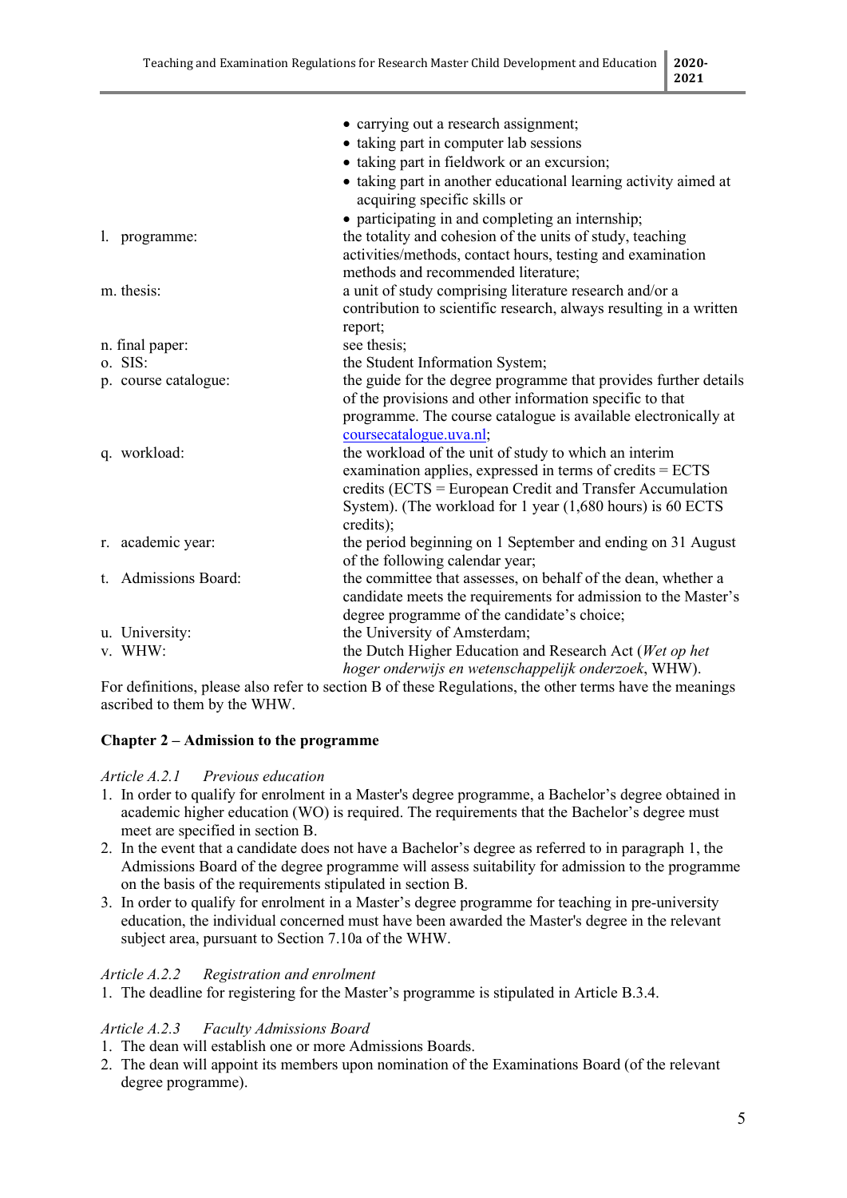- carrying out a research assignment;
- taking part in computer lab sessions
- taking part in fieldwork or an excursion;
- taking part in another educational learning activity aimed at acquiring specific skills or
- participating in and completing an internship;

l. programme: the totality and cohesion of the units of study, teaching activities/methods, contact hours, testing and examination methods and recommended literature;

m. thesis: a unit of study comprising literature research and/or a contribution to scientific research, always resulting in a written report;

n. final paper: see thesis;

o. SIS: the Student Information System;

p. course catalogue: the guide for the degree programme that provides further details of the provisions and other information specific to that programme. The course catalogue is available electronically at [coursecatalogue.uva.nl](coursecatalogue.uva.nl);

q. workload: the workload of the unit of study to which an interim examination applies, expressed in terms of credits = ECTS credits (ECTS = European Credit and Transfer Accumulation System). (The workload for 1 year (1,680 hours) is 60 ECTS credits);

r. academic year: the period beginning on 1 September and ending on 31 August of the following calendar year;

t. Admissions Board: the committee that assesses, on behalf of the dean, whether a candidate meets the requirements for admission to the Master's degree programme of the candidate's choice;

u. University: the University of Amsterdam;

v. WHW: the Dutch Higher Education and Research Act (*Wet op het hoger onderwijs en wetenschappelijk onderzoek*, WHW).

For definitions, please also refer to section B of these Regulations, the other terms have the meanings ascribed to them by the WHW.

## Chapter 2 – Admission to the programme

*Article A.2.1 Previous education*

1. In order to qualify for enrolment in a Master's degree programme, a Bachelor's degree obtained in academic higher education (WO) is required. The requirements that the Bachelor's degree must meet are specified in section B.
2. In the event that a candidate does not have a Bachelor's degree as referred to in paragraph 1, the Admissions Board of the degree programme will assess suitability for admission to the programme on the basis of the requirements stipulated in section B.
3. In order to qualify for enrolment in a Master's degree programme for teaching in pre-university education, the individual concerned must have been awarded the Master's degree in the relevant subject area, pursuant to Section 7.10a of the WHW.

*Article A.2.2 Registration and enrolment*

1. The deadline for registering for the Master's programme is stipulated in Article B.3.4.

*Article A.2.3 Faculty Admissions Board*

1. The dean will establish one or more Admissions Boards.
2. The dean will appoint its members upon nomination of the Examinations Board (of the relevant degree programme).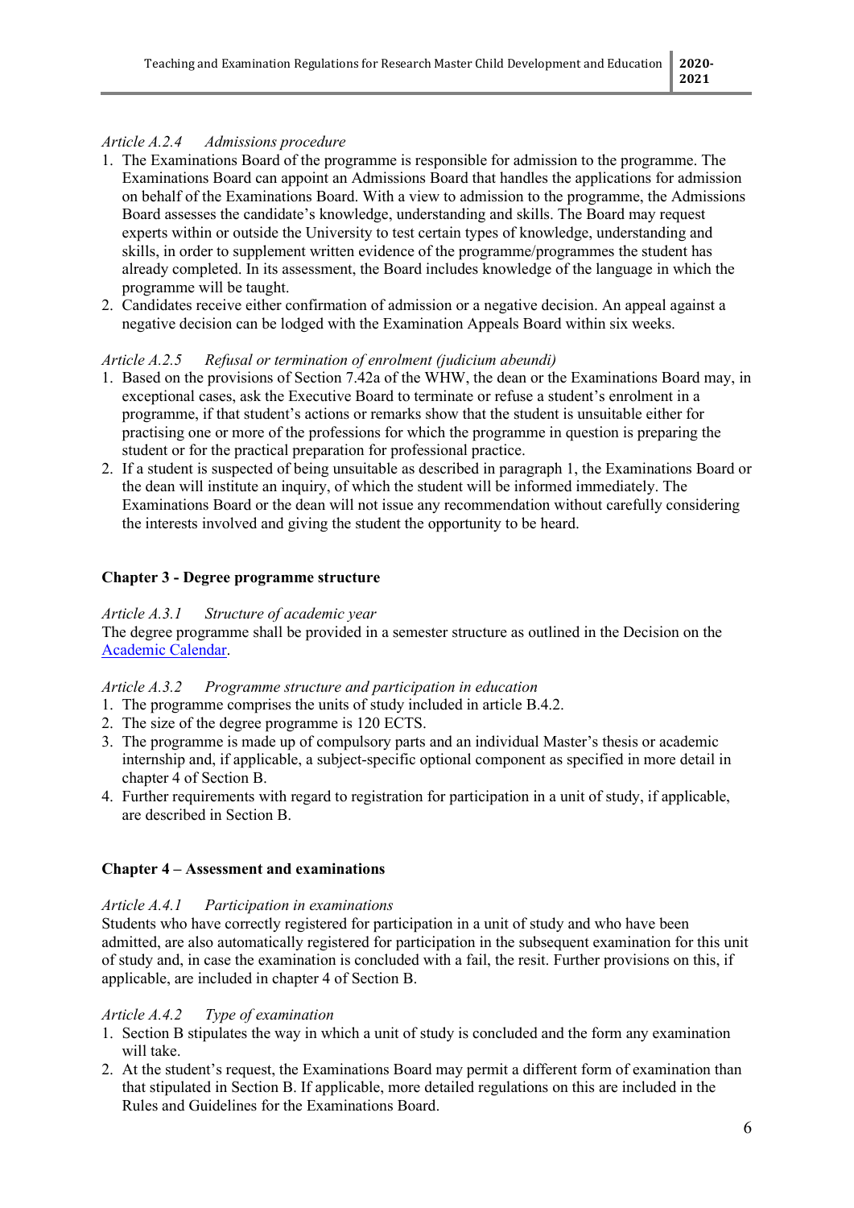*Article A.2.4 Admissions procedure*

1. The Examinations Board of the programme is responsible for admission to the programme. The Examinations Board can appoint an Admissions Board that handles the applications for admission on behalf of the Examinations Board. With a view to admission to the programme, the Admissions Board assesses the candidate's knowledge, understanding and skills. The Board may request experts within or outside the University to test certain types of knowledge, understanding and skills, in order to supplement written evidence of the programme/programmes the student has already completed. In its assessment, the Board includes knowledge of the language in which the programme will be taught.
2. Candidates receive either confirmation of admission or a negative decision. An appeal against a negative decision can be lodged with the Examination Appeals Board within six weeks.

*Article A.2.5 Refusal or termination of enrolment (judicium abeundi)*

1. Based on the provisions of Section 7.42a of the WHW, the dean or the Examinations Board may, in exceptional cases, ask the Executive Board to terminate or refuse a student's enrolment in a programme, if that student's actions or remarks show that the student is unsuitable either for practising one or more of the professions for which the programme in question is preparing the student or for the practical preparation for professional practice.
2. If a student is suspected of being unsuitable as described in paragraph 1, the Examinations Board or the dean will institute an inquiry, of which the student will be informed immediately. The Examinations Board or the dean will not issue any recommendation without carefully considering the interests involved and giving the student the opportunity to be heard.

## Chapter 3 - Degree programme structure

*Article A.3.1 Structure of academic year*

The degree programme shall be provided in a semester structure as outlined in the Decision on the Academic Calendar.

*Article A.3.2 Programme structure and participation in education*

1. The programme comprises the units of study included in article B.4.2.
2. The size of the degree programme is 120 ECTS.
3. The programme is made up of compulsory parts and an individual Master's thesis or academic internship and, if applicable, a subject-specific optional component as specified in more detail in chapter 4 of Section B.
4. Further requirements with regard to registration for participation in a unit of study, if applicable, are described in Section B.

## Chapter 4 – Assessment and examinations

*Article A.4.1 Participation in examinations*

Students who have correctly registered for participation in a unit of study and who have been admitted, are also automatically registered for participation in the subsequent examination for this unit of study and, in case the examination is concluded with a fail, the resit. Further provisions on this, if applicable, are included in chapter 4 of Section B.

*Article A.4.2 Type of examination*

1. Section B stipulates the way in which a unit of study is concluded and the form any examination will take.
2. At the student's request, the Examinations Board may permit a different form of examination than that stipulated in Section B. If applicable, more detailed regulations on this are included in the Rules and Guidelines for the Examinations Board.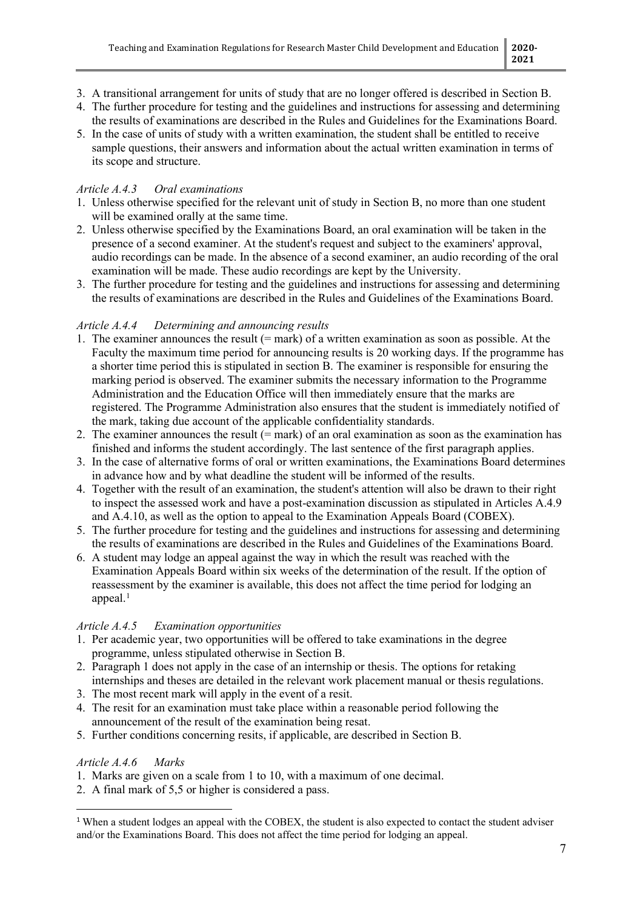3. A transitional arrangement for units of study that are no longer offered is described in Section B.
4. The further procedure for testing and the guidelines and instructions for assessing and determining the results of examinations are described in the Rules and Guidelines for the Examinations Board.
5. In the case of units of study with a written examination, the student shall be entitled to receive sample questions, their answers and information about the actual written examination in terms of its scope and structure.

*Article A.4.3 Oral examinations*

1. Unless otherwise specified for the relevant unit of study in Section B, no more than one student will be examined orally at the same time.
2. Unless otherwise specified by the Examinations Board, an oral examination will be taken in the presence of a second examiner. At the student's request and subject to the examiners' approval, audio recordings can be made. In the absence of a second examiner, an audio recording of the oral examination will be made. These audio recordings are kept by the University.
3. The further procedure for testing and the guidelines and instructions for assessing and determining the results of examinations are described in the Rules and Guidelines of the Examinations Board.

*Article A.4.4 Determining and announcing results*

1. The examiner announces the result (= mark) of a written examination as soon as possible. At the Faculty the maximum time period for announcing results is 20 working days. If the programme has a shorter time period this is stipulated in section B. The examiner is responsible for ensuring the marking period is observed. The examiner submits the necessary information to the Programme Administration and the Education Office will then immediately ensure that the marks are registered. The Programme Administration also ensures that the student is immediately notified of the mark, taking due account of the applicable confidentiality standards.
2. The examiner announces the result (= mark) of an oral examination as soon as the examination has finished and informs the student accordingly. The last sentence of the first paragraph applies.
3. In the case of alternative forms of oral or written examinations, the Examinations Board determines in advance how and by what deadline the student will be informed of the results.
4. Together with the result of an examination, the student's attention will also be drawn to their right to inspect the assessed work and have a post-examination discussion as stipulated in Articles A.4.9 and A.4.10, as well as the option to appeal to the Examination Appeals Board (COBEX).
5. The further procedure for testing and the guidelines and instructions for assessing and determining the results of examinations are described in the Rules and Guidelines of the Examinations Board.
6. A student may lodge an appeal against the way in which the result was reached with the Examination Appeals Board within six weeks of the determination of the result. If the option of reassessment by the examiner is available, this does not affect the time period for lodging an appeal.[1]

*Article A.4.5 Examination opportunities*

1. Per academic year, two opportunities will be offered to take examinations in the degree programme, unless stipulated otherwise in Section B.
2. Paragraph 1 does not apply in the case of an internship or thesis. The options for retaking internships and theses are detailed in the relevant work placement manual or thesis regulations.
3. The most recent mark will apply in the event of a resit.
4. The resit for an examination must take place within a reasonable period following the announcement of the result of the examination being resat.
5. Further conditions concerning resits, if applicable, are described in Section B.

*Article A.4.6 Marks*

1. Marks are given on a scale from 1 to 10, with a maximum of one decimal.
2. A final mark of 5,5 or higher is considered a pass.

[1] When a student lodges an appeal with the COBEX, the student is also expected to contact the student adviser and/or the Examinations Board. This does not affect the time period for lodging an appeal.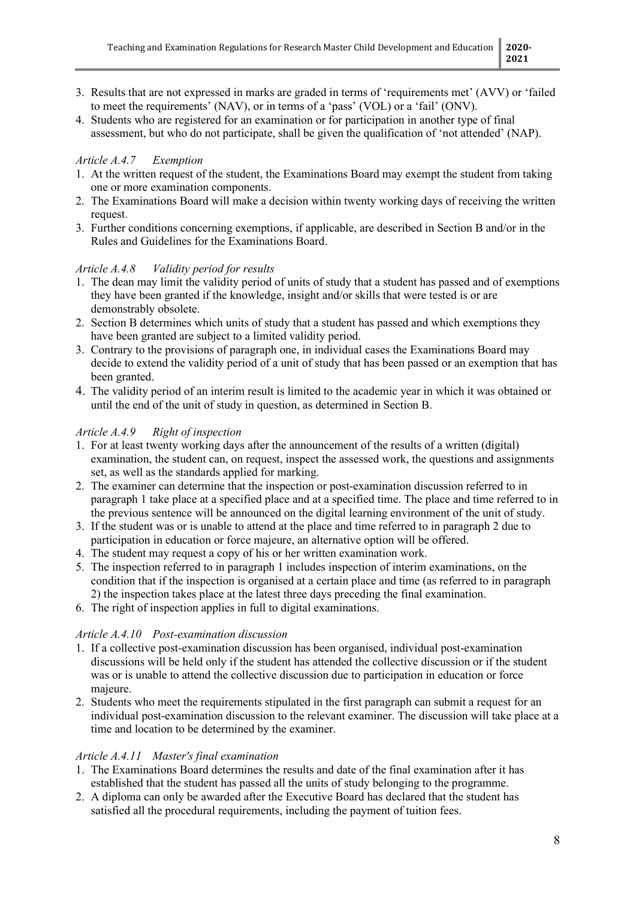3. Results that are not expressed in marks are graded in terms of 'requirements met' (AVV) or 'failed to meet the requirements' (NAV), or in terms of a 'pass' (VOL) or a 'fail' (ONV).
4. Students who are registered for an examination or for participation in another type of final assessment, but who do not participate, shall be given the qualification of 'not attended' (NAP).

### *Article A.4.7 Exemption*

1. At the written request of the student, the Examinations Board may exempt the student from taking one or more examination components.
2. The Examinations Board will make a decision within twenty working days of receiving the written request.
3. Further conditions concerning exemptions, if applicable, are described in Section B and/or in the Rules and Guidelines for the Examinations Board.

### *Article A.4.8 Validity period for results*

1. The dean may limit the validity period of units of study that a student has passed and of exemptions they have been granted if the knowledge, insight and/or skills that were tested is or are demonstrably obsolete.
2. Section B determines which units of study that a student has passed and which exemptions they have been granted are subject to a limited validity period.
3. Contrary to the provisions of paragraph one, in individual cases the Examinations Board may decide to extend the validity period of a unit of study that has been passed or an exemption that has been granted.
4. The validity period of an interim result is limited to the academic year in which it was obtained or until the end of the unit of study in question, as determined in Section B.

### *Article A.4.9 Right of inspection*

1. For at least twenty working days after the announcement of the results of a written (digital) examination, the student can, on request, inspect the assessed work, the questions and assignments set, as well as the standards applied for marking.
2. The examiner can determine that the inspection or post-examination discussion referred to in paragraph 1 take place at a specified place and at a specified time. The place and time referred to in the previous sentence will be announced on the digital learning environment of the unit of study.
3. If the student was or is unable to attend at the place and time referred to in paragraph 2 due to participation in education or force majeure, an alternative option will be offered.
4. The student may request a copy of his or her written examination work.
5. The inspection referred to in paragraph 1 includes inspection of interim examinations, on the condition that if the inspection is organised at a certain place and time (as referred to in paragraph 2) the inspection takes place at the latest three days preceding the final examination.
6. The right of inspection applies in full to digital examinations.

### *Article A.4.10 Post-examination discussion*

1. If a collective post-examination discussion has been organised, individual post-examination discussions will be held only if the student has attended the collective discussion or if the student was or is unable to attend the collective discussion due to participation in education or force majeure.
2. Students who meet the requirements stipulated in the first paragraph can submit a request for an individual post-examination discussion to the relevant examiner. The discussion will take place at a time and location to be determined by the examiner.

### *Article A.4.11 Master's final examination*

1. The Examinations Board determines the results and date of the final examination after it has established that the student has passed all the units of study belonging to the programme.
2. A diploma can only be awarded after the Executive Board has declared that the student has satisfied all the procedural requirements, including the payment of tuition fees.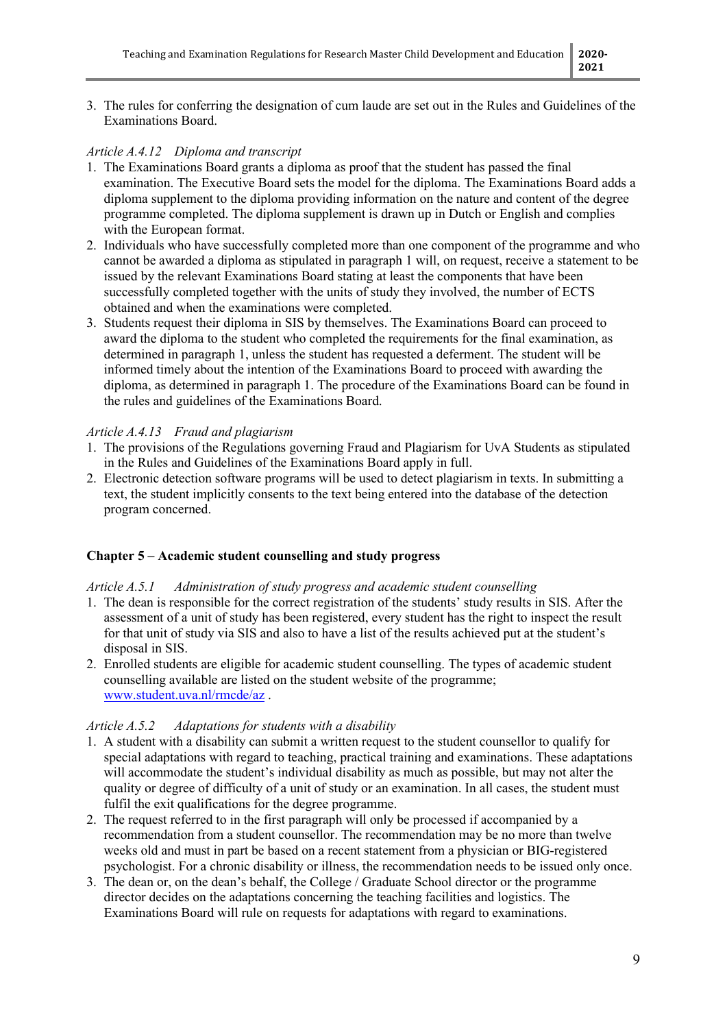3. The rules for conferring the designation of cum laude are set out in the Rules and Guidelines of the Examinations Board.

*Article A.4.12 Diploma and transcript*

1. The Examinations Board grants a diploma as proof that the student has passed the final examination. The Executive Board sets the model for the diploma. The Examinations Board adds a diploma supplement to the diploma providing information on the nature and content of the degree programme completed. The diploma supplement is drawn up in Dutch or English and complies with the European format.
2. Individuals who have successfully completed more than one component of the programme and who cannot be awarded a diploma as stipulated in paragraph 1 will, on request, receive a statement to be issued by the relevant Examinations Board stating at least the components that have been successfully completed together with the units of study they involved, the number of ECTS obtained and when the examinations were completed.
3. Students request their diploma in SIS by themselves. The Examinations Board can proceed to award the diploma to the student who completed the requirements for the final examination, as determined in paragraph 1, unless the student has requested a deferment. The student will be informed timely about the intention of the Examinations Board to proceed with awarding the diploma, as determined in paragraph 1. The procedure of the Examinations Board can be found in the rules and guidelines of the Examinations Board.

*Article A.4.13 Fraud and plagiarism*

1. The provisions of the Regulations governing Fraud and Plagiarism for UvA Students as stipulated in the Rules and Guidelines of the Examinations Board apply in full.
2. Electronic detection software programs will be used to detect plagiarism in texts. In submitting a text, the student implicitly consents to the text being entered into the database of the detection program concerned.

## Chapter 5 – Academic student counselling and study progress

*Article A.5.1 Administration of study progress and academic student counselling*

1. The dean is responsible for the correct registration of the students' study results in SIS. After the assessment of a unit of study has been registered, every student has the right to inspect the result for that unit of study via SIS and also to have a list of the results achieved put at the student's disposal in SIS.
2. Enrolled students are eligible for academic student counselling. The types of academic student counselling available are listed on the student website of the programme; www.student.uva.nl/rmcde/az .

*Article A.5.2 Adaptations for students with a disability*

1. A student with a disability can submit a written request to the student counsellor to qualify for special adaptations with regard to teaching, practical training and examinations. These adaptations will accommodate the student's individual disability as much as possible, but may not alter the quality or degree of difficulty of a unit of study or an examination. In all cases, the student must fulfil the exit qualifications for the degree programme.
2. The request referred to in the first paragraph will only be processed if accompanied by a recommendation from a student counsellor. The recommendation may be no more than twelve weeks old and must in part be based on a recent statement from a physician or BIG-registered psychologist. For a chronic disability or illness, the recommendation needs to be issued only once.
3. The dean or, on the dean's behalf, the College / Graduate School director or the programme director decides on the adaptations concerning the teaching facilities and logistics. The Examinations Board will rule on requests for adaptations with regard to examinations.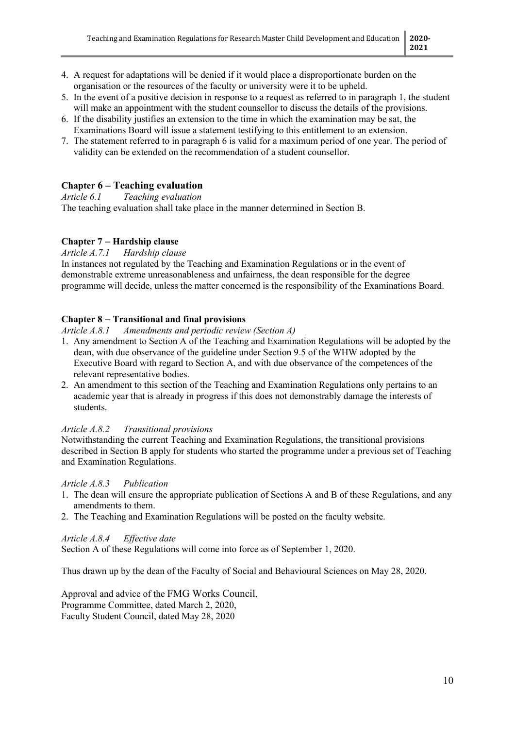4. A request for adaptations will be denied if it would place a disproportionate burden on the organisation or the resources of the faculty or university were it to be upheld.
5. In the event of a positive decision in response to a request as referred to in paragraph 1, the student will make an appointment with the student counsellor to discuss the details of the provisions.
6. If the disability justifies an extension to the time in which the examination may be sat, the Examinations Board will issue a statement testifying to this entitlement to an extension.
7. The statement referred to in paragraph 6 is valid for a maximum period of one year. The period of validity can be extended on the recommendation of a student counsellor.

## Chapter 6 – Teaching evaluation

*Article 6.1 Teaching evaluation*

The teaching evaluation shall take place in the manner determined in Section B.

## Chapter 7 – Hardship clause

*Article A.7.1 Hardship clause*

In instances not regulated by the Teaching and Examination Regulations or in the event of demonstrable extreme unreasonableness and unfairness, the dean responsible for the degree programme will decide, unless the matter concerned is the responsibility of the Examinations Board.

## Chapter 8 – Transitional and final provisions

*Article A.8.1 Amendments and periodic review (Section A)*

1. Any amendment to Section A of the Teaching and Examination Regulations will be adopted by the dean, with due observance of the guideline under Section 9.5 of the WHW adopted by the Executive Board with regard to Section A, and with due observance of the competences of the relevant representative bodies.
2. An amendment to this section of the Teaching and Examination Regulations only pertains to an academic year that is already in progress if this does not demonstrably damage the interests of students.

*Article A.8.2 Transitional provisions*

Notwithstanding the current Teaching and Examination Regulations, the transitional provisions described in Section B apply for students who started the programme under a previous set of Teaching and Examination Regulations.

*Article A.8.3 Publication*

1. The dean will ensure the appropriate publication of Sections A and B of these Regulations, and any amendments to them.
2. The Teaching and Examination Regulations will be posted on the faculty website.

*Article A.8.4 Effective date*

Section A of these Regulations will come into force as of September 1, 2020.

Thus drawn up by the dean of the Faculty of Social and Behavioural Sciences on May 28, 2020.

Approval and advice of the FMG Works Council,
Programme Committee, dated March 2, 2020,
Faculty Student Council, dated May 28, 2020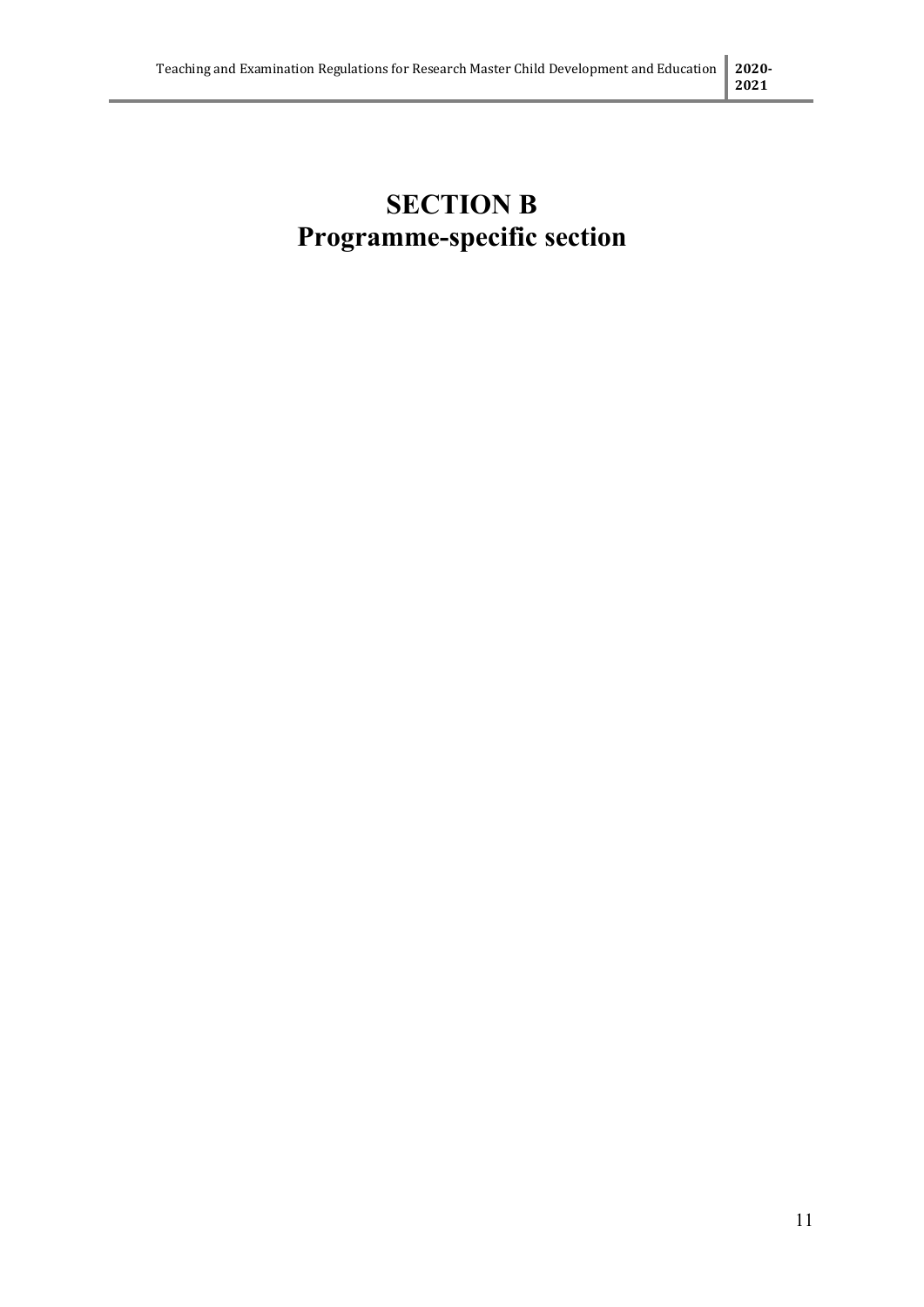# SECTION B
# Programme-specific section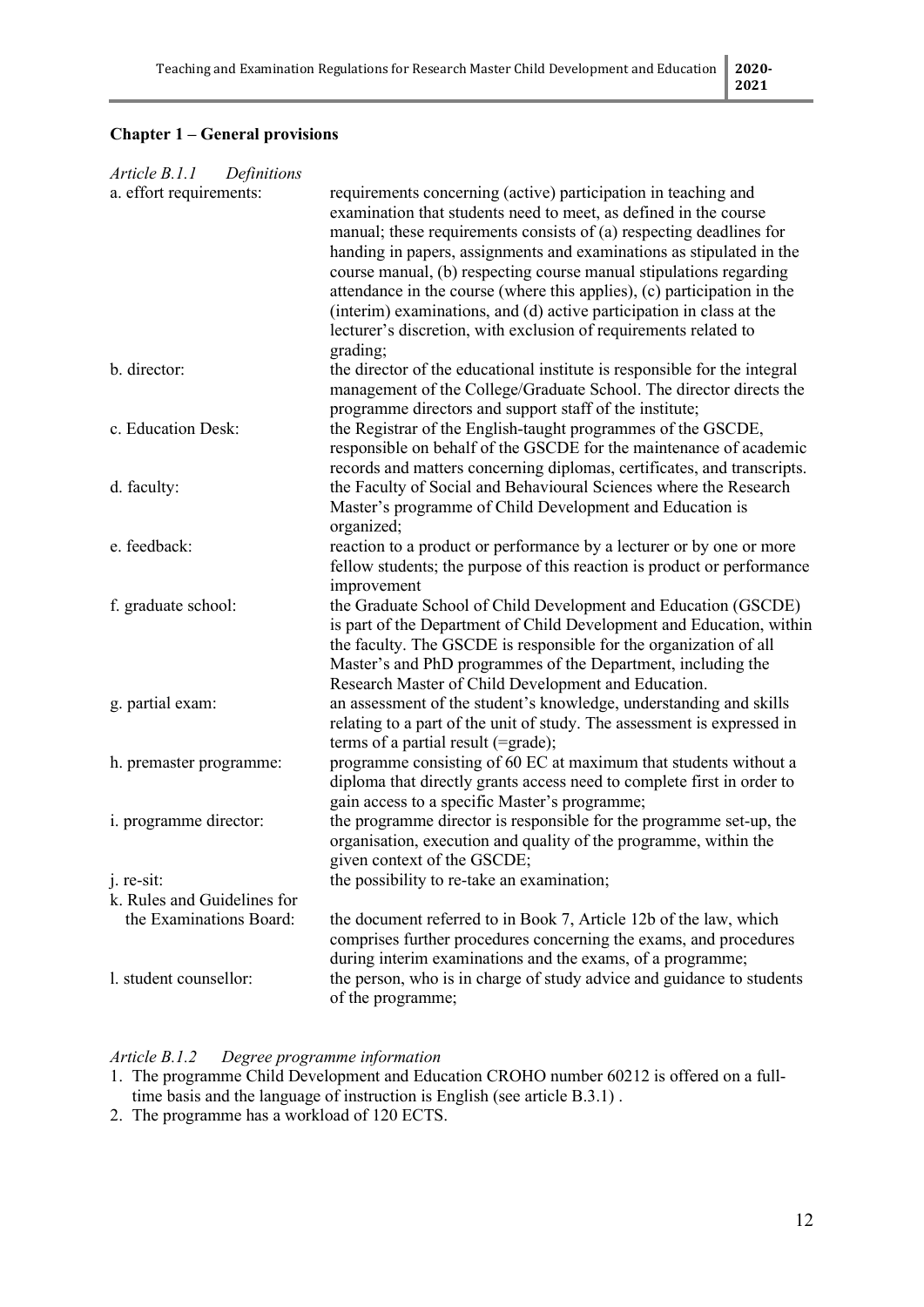## Chapter 1 – General provisions

*Article B.1.1 Definitions*

| | |
|---|---|
| a. effort requirements: | requirements concerning (active) participation in teaching and examination that students need to meet, as defined in the course manual; these requirements consists of (a) respecting deadlines for handing in papers, assignments and examinations as stipulated in the course manual, (b) respecting course manual stipulations regarding attendance in the course (where this applies), (c) participation in the (interim) examinations, and (d) active participation in class at the lecturer's discretion, with exclusion of requirements related to grading; |
| b. director: | the director of the educational institute is responsible for the integral management of the College/Graduate School. The director directs the programme directors and support staff of the institute; |
| c. Education Desk: | the Registrar of the English-taught programmes of the GSCDE, responsible on behalf of the GSCDE for the maintenance of academic records and matters concerning diplomas, certificates, and transcripts. |
| d. faculty: | the Faculty of Social and Behavioural Sciences where the Research Master's programme of Child Development and Education is organized; |
| e. feedback: | reaction to a product or performance by a lecturer or by one or more fellow students; the purpose of this reaction is product or performance improvement |
| f. graduate school: | the Graduate School of Child Development and Education (GSCDE) is part of the Department of Child Development and Education, within the faculty. The GSCDE is responsible for the organization of all Master's and PhD programmes of the Department, including the Research Master of Child Development and Education. |
| g. partial exam: | an assessment of the student's knowledge, understanding and skills relating to a part of the unit of study. The assessment is expressed in terms of a partial result (=grade); |
| h. premaster programme: | programme consisting of 60 EC at maximum that students without a diploma that directly grants access need to complete first in order to gain access to a specific Master's programme; |
| i. programme director: | the programme director is responsible for the programme set-up, the organisation, execution and quality of the programme, within the given context of the GSCDE; |
| j. re-sit: | the possibility to re-take an examination; |
| k. Rules and Guidelines for the Examinations Board: | the document referred to in Book 7, Article 12b of the law, which comprises further procedures concerning the exams, and procedures during interim examinations and the exams, of a programme; |
| l. student counsellor: | the person, who is in charge of study advice and guidance to students of the programme; |

*Article B.1.2 Degree programme information*

1. The programme Child Development and Education CROHO number 60212 is offered on a full-time basis and the language of instruction is English (see article B.3.1) .
2. The programme has a workload of 120 ECTS.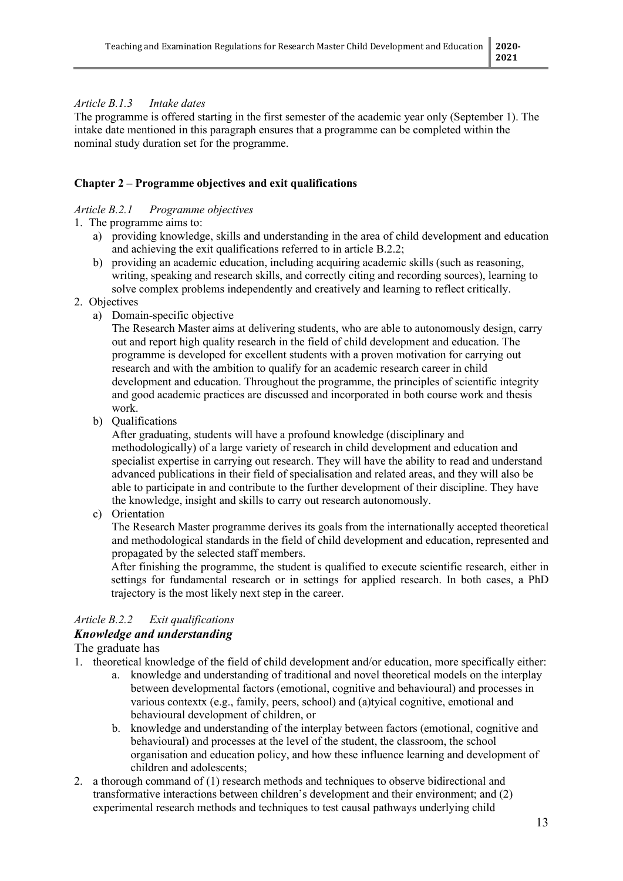*Article B.1.3 Intake dates*

The programme is offered starting in the first semester of the academic year only (September 1). The intake date mentioned in this paragraph ensures that a programme can be completed within the nominal study duration set for the programme.

**Chapter 2 – Programme objectives and exit qualifications**

*Article B.2.1 Programme objectives*

1. The programme aims to:
   a) providing knowledge, skills and understanding in the area of child development and education and achieving the exit qualifications referred to in article B.2.2;
   b) providing an academic education, including acquiring academic skills (such as reasoning, writing, speaking and research skills, and correctly citing and recording sources), learning to solve complex problems independently and creatively and learning to reflect critically.
2. Objectives
   a) Domain-specific objective
      The Research Master aims at delivering students, who are able to autonomously design, carry out and report high quality research in the field of child development and education. The programme is developed for excellent students with a proven motivation for carrying out research and with the ambition to qualify for an academic research career in child development and education. Throughout the programme, the principles of scientific integrity and good academic practices are discussed and incorporated in both course work and thesis work.
   b) Qualifications
      After graduating, students will have a profound knowledge (disciplinary and methodologically) of a large variety of research in child development and education and specialist expertise in carrying out research. They will have the ability to read and understand advanced publications in their field of specialisation and related areas, and they will also be able to participate in and contribute to the further development of their discipline. They have the knowledge, insight and skills to carry out research autonomously.
   c) Orientation
      The Research Master programme derives its goals from the internationally accepted theoretical and methodological standards in the field of child development and education, represented and propagated by the selected staff members.
      After finishing the programme, the student is qualified to execute scientific research, either in settings for fundamental research or in settings for applied research. In both cases, a PhD trajectory is the most likely next step in the career.

*Article B.2.2 Exit qualifications*

***Knowledge and understanding***

The graduate has

1. theoretical knowledge of the field of child development and/or education, more specifically either:
   a. knowledge and understanding of traditional and novel theoretical models on the interplay between developmental factors (emotional, cognitive and behavioural) and processes in various contextx (e.g., family, peers, school) and (a)tyical cognitive, emotional and behavioural development of children, or
   b. knowledge and understanding of the interplay between factors (emotional, cognitive and behavioural) and processes at the level of the student, the classroom, the school organisation and education policy, and how these influence learning and development of children and adolescents;
2. a thorough command of (1) research methods and techniques to observe bidirectional and transformative interactions between children's development and their environment; and (2) experimental research methods and techniques to test causal pathways underlying child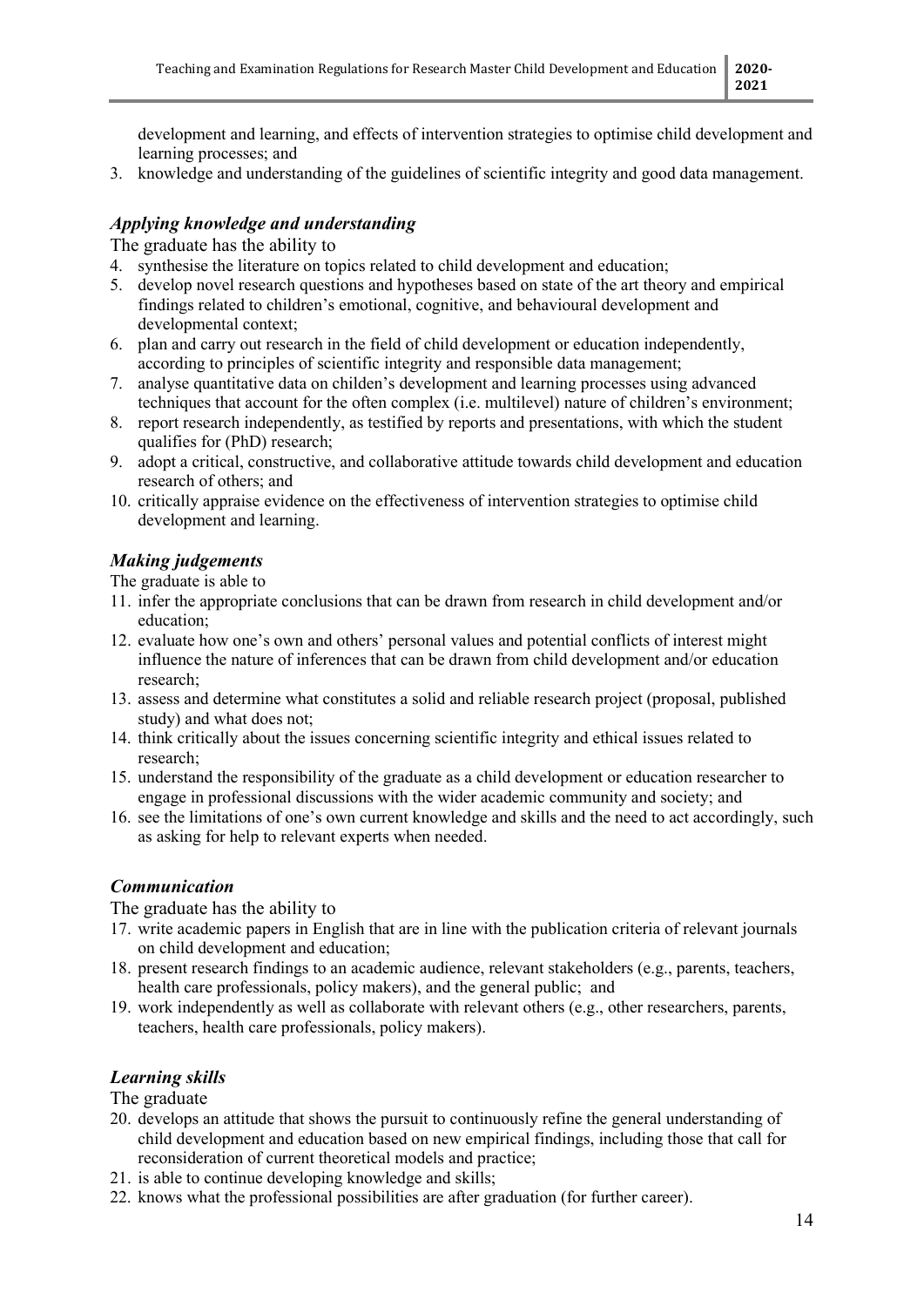development and learning, and effects of intervention strategies to optimise child development and learning processes; and

3. knowledge and understanding of the guidelines of scientific integrity and good data management.

### *Applying knowledge and understanding*

The graduate has the ability to

4. synthesise the literature on topics related to child development and education;
5. develop novel research questions and hypotheses based on state of the art theory and empirical findings related to children's emotional, cognitive, and behavioural development and developmental context;
6. plan and carry out research in the field of child development or education independently, according to principles of scientific integrity and responsible data management;
7. analyse quantitative data on childen's development and learning processes using advanced techniques that account for the often complex (i.e. multilevel) nature of children's environment;
8. report research independently, as testified by reports and presentations, with which the student qualifies for (PhD) research;
9. adopt a critical, constructive, and collaborative attitude towards child development and education research of others; and
10. critically appraise evidence on the effectiveness of intervention strategies to optimise child development and learning.

### *Making judgements*

The graduate is able to

11. infer the appropriate conclusions that can be drawn from research in child development and/or education;
12. evaluate how one's own and others' personal values and potential conflicts of interest might influence the nature of inferences that can be drawn from child development and/or education research;
13. assess and determine what constitutes a solid and reliable research project (proposal, published study) and what does not;
14. think critically about the issues concerning scientific integrity and ethical issues related to research;
15. understand the responsibility of the graduate as a child development or education researcher to engage in professional discussions with the wider academic community and society; and
16. see the limitations of one's own current knowledge and skills and the need to act accordingly, such as asking for help to relevant experts when needed.

### *Communication*

The graduate has the ability to

17. write academic papers in English that are in line with the publication criteria of relevant journals on child development and education;
18. present research findings to an academic audience, relevant stakeholders (e.g., parents, teachers, health care professionals, policy makers), and the general public; and
19. work independently as well as collaborate with relevant others (e.g., other researchers, parents, teachers, health care professionals, policy makers).

### *Learning skills*

The graduate

20. develops an attitude that shows the pursuit to continuously refine the general understanding of child development and education based on new empirical findings, including those that call for reconsideration of current theoretical models and practice;
21. is able to continue developing knowledge and skills;
22. knows what the professional possibilities are after graduation (for further career).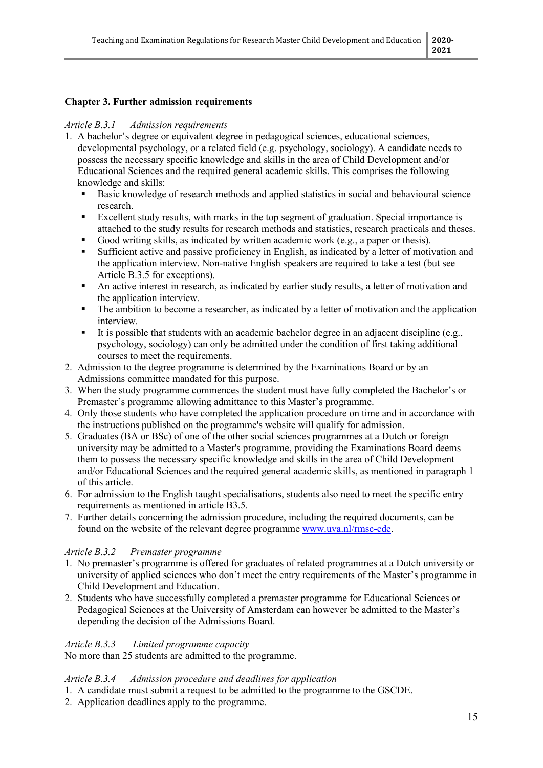## Chapter 3. Further admission requirements

*Article B.3.1 Admission requirements*

1. A bachelor's degree or equivalent degree in pedagogical sciences, educational sciences, developmental psychology, or a related field (e.g. psychology, sociology). A candidate needs to possess the necessary specific knowledge and skills in the area of Child Development and/or Educational Sciences and the required general academic skills. This comprises the following knowledge and skills:
   - Basic knowledge of research methods and applied statistics in social and behavioural science research.
   - Excellent study results, with marks in the top segment of graduation. Special importance is attached to the study results for research methods and statistics, research practicals and theses.
   - Good writing skills, as indicated by written academic work (e.g., a paper or thesis).
   - Sufficient active and passive proficiency in English, as indicated by a letter of motivation and the application interview. Non-native English speakers are required to take a test (but see Article B.3.5 for exceptions).
   - An active interest in research, as indicated by earlier study results, a letter of motivation and the application interview.
   - The ambition to become a researcher, as indicated by a letter of motivation and the application interview.
   - It is possible that students with an academic bachelor degree in an adjacent discipline (e.g., psychology, sociology) can only be admitted under the condition of first taking additional courses to meet the requirements.
2. Admission to the degree programme is determined by the Examinations Board or by an Admissions committee mandated for this purpose.
3. When the study programme commences the student must have fully completed the Bachelor's or Premaster's programme allowing admittance to this Master's programme.
4. Only those students who have completed the application procedure on time and in accordance with the instructions published on the programme's website will qualify for admission.
5. Graduates (BA or BSc) of one of the other social sciences programmes at a Dutch or foreign university may be admitted to a Master's programme, providing the Examinations Board deems them to possess the necessary specific knowledge and skills in the area of Child Development and/or Educational Sciences and the required general academic skills, as mentioned in paragraph 1 of this article.
6. For admission to the English taught specialisations, students also need to meet the specific entry requirements as mentioned in article B3.5.
7. Further details concerning the admission procedure, including the required documents, can be found on the website of the relevant degree programme www.uva.nl/rmsc-cde.

*Article B.3.2 Premaster programme*

1. No premaster's programme is offered for graduates of related programmes at a Dutch university or university of applied sciences who don't meet the entry requirements of the Master's programme in Child Development and Education.
2. Students who have successfully completed a premaster programme for Educational Sciences or Pedagogical Sciences at the University of Amsterdam can however be admitted to the Master's depending the decision of the Admissions Board.

*Article B.3.3 Limited programme capacity*

No more than 25 students are admitted to the programme.

*Article B.3.4 Admission procedure and deadlines for application*

1. A candidate must submit a request to be admitted to the programme to the GSCDE.
2. Application deadlines apply to the programme.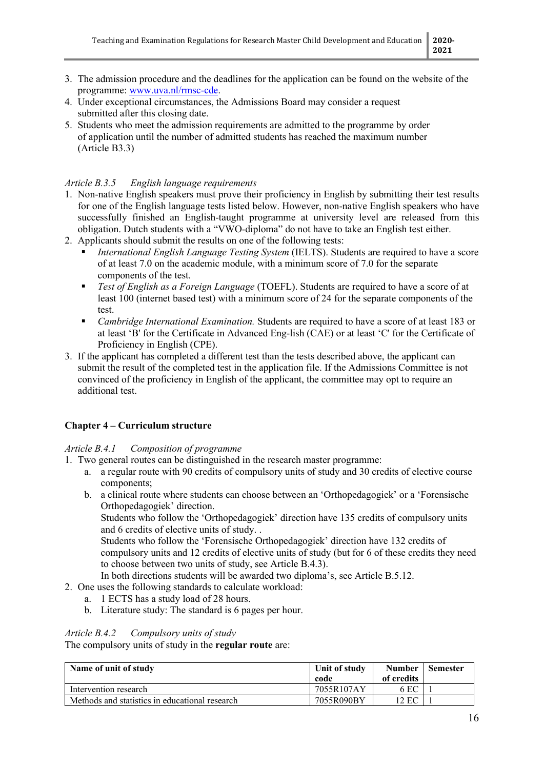3. The admission procedure and the deadlines for the application can be found on the website of the programme: [www.uva.nl/rmsc-cde](www.uva.nl/rmsc-cde).
4. Under exceptional circumstances, the Admissions Board may consider a request submitted after this closing date.
5. Students who meet the admission requirements are admitted to the programme by order of application until the number of admitted students has reached the maximum number (Article B3.3)

*Article B.3.5 English language requirements*

1. Non-native English speakers must prove their proficiency in English by submitting their test results for one of the English language tests listed below. However, non-native English speakers who have successfully finished an English-taught programme at university level are released from this obligation. Dutch students with a "VWO-diploma" do not have to take an English test either.
2. Applicants should submit the results on one of the following tests:
   - *International English Language Testing System* (IELTS). Students are required to have a score of at least 7.0 on the academic module, with a minimum score of 7.0 for the separate components of the test.
   - *Test of English as a Foreign Language* (TOEFL). Students are required to have a score of at least 100 (internet based test) with a minimum score of 24 for the separate components of the test.
   - *Cambridge International Examination.* Students are required to have a score of at least 183 or at least 'B' for the Certificate in Advanced Eng-lish (CAE) or at least 'C' for the Certificate of Proficiency in English (CPE).
3. If the applicant has completed a different test than the tests described above, the applicant can submit the result of the completed test in the application file. If the Admissions Committee is not convinced of the proficiency in English of the applicant, the committee may opt to require an additional test.

## Chapter 4 – Curriculum structure

*Article B.4.1 Composition of programme*

1. Two general routes can be distinguished in the research master programme:
   a. a regular route with 90 credits of compulsory units of study and 30 credits of elective course components;
   b. a clinical route where students can choose between an 'Orthopedagogiek' or a 'Forensische Orthopedagogiek' direction.
      Students who follow the 'Orthopedagogiek' direction have 135 credits of compulsory units and 6 credits of elective units of study. .
      Students who follow the 'Forensische Orthopedagogiek' direction have 132 credits of compulsory units and 12 credits of elective units of study (but for 6 of these credits they need to choose between two units of study, see Article B.4.3).
      In both directions students will be awarded two diploma's, see Article B.5.12.
2. One uses the following standards to calculate workload:
   a. 1 ECTS has a study load of 28 hours.
   b. Literature study: The standard is 6 pages per hour.

*Article B.4.2 Compulsory units of study*

The compulsory units of study in the **regular route** are:

| Name of unit of study | Unit of study code | Number of credits | Semester |
|---|---|---|---|
| Intervention research | 7055R107AY | 6 EC | 1 |
| Methods and statistics in educational research | 7055R090BY | 12 EC | 1 |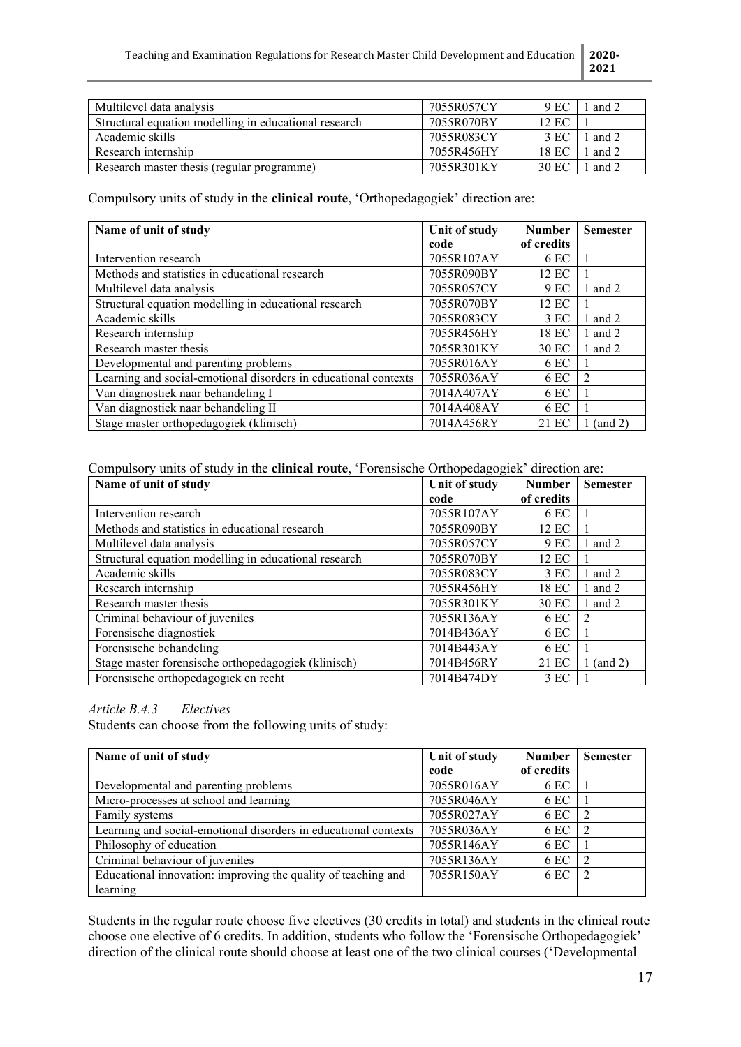| | | | |
|---|---|---|---|
| Multilevel data analysis | 7055R057CY | 9 EC | 1 and 2 |
| Structural equation modelling in educational research | 7055R070BY | 12 EC | 1 |
| Academic skills | 7055R083CY | 3 EC | 1 and 2 |
| Research internship | 7055R456HY | 18 EC | 1 and 2 |
| Research master thesis (regular programme) | 7055R301KY | 30 EC | 1 and 2 |

Compulsory units of study in the **clinical route**, 'Orthopedagogiek' direction are:

| Name of unit of study | Unit of study code | Number of credits | Semester |
|---|---|---|---|
| Intervention research | 7055R107AY | 6 EC | 1 |
| Methods and statistics in educational research | 7055R090BY | 12 EC | 1 |
| Multilevel data analysis | 7055R057CY | 9 EC | 1 and 2 |
| Structural equation modelling in educational research | 7055R070BY | 12 EC | 1 |
| Academic skills | 7055R083CY | 3 EC | 1 and 2 |
| Research internship | 7055R456HY | 18 EC | 1 and 2 |
| Research master thesis | 7055R301KY | 30 EC | 1 and 2 |
| Developmental and parenting problems | 7055R016AY | 6 EC | 1 |
| Learning and social-emotional disorders in educational contexts | 7055R036AY | 6 EC | 2 |
| Van diagnostiek naar behandeling I | 7014A407AY | 6 EC | 1 |
| Van diagnostiek naar behandeling II | 7014A408AY | 6 EC | 1 |
| Stage master orthopedagogiek (klinisch) | 7014A456RY | 21 EC | 1 (and 2) |

Compulsory units of study in the **clinical route**, 'Forensische Orthopedagogiek' direction are:

| Name of unit of study | Unit of study code | Number of credits | Semester |
|---|---|---|---|
| Intervention research | 7055R107AY | 6 EC | 1 |
| Methods and statistics in educational research | 7055R090BY | 12 EC | 1 |
| Multilevel data analysis | 7055R057CY | 9 EC | 1 and 2 |
| Structural equation modelling in educational research | 7055R070BY | 12 EC | 1 |
| Academic skills | 7055R083CY | 3 EC | 1 and 2 |
| Research internship | 7055R456HY | 18 EC | 1 and 2 |
| Research master thesis | 7055R301KY | 30 EC | 1 and 2 |
| Criminal behaviour of juveniles | 7055R136AY | 6 EC | 2 |
| Forensische diagnostiek | 7014B436AY | 6 EC | 1 |
| Forensische behandeling | 7014B443AY | 6 EC | 1 |
| Stage master forensische orthopedagogiek (klinisch) | 7014B456RY | 21 EC | 1 (and 2) |
| Forensische orthopedagogiek en recht | 7014B474DY | 3 EC | 1 |

*Article B.4.3 Electives*

Students can choose from the following units of study:

| Name of unit of study | Unit of study code | Number of credits | Semester |
|---|---|---|---|
| Developmental and parenting problems | 7055R016AY | 6 EC | 1 |
| Micro-processes at school and learning | 7055R046AY | 6 EC | 1 |
| Family systems | 7055R027AY | 6 EC | 2 |
| Learning and social-emotional disorders in educational contexts | 7055R036AY | 6 EC | 2 |
| Philosophy of education | 7055R146AY | 6 EC | 1 |
| Criminal behaviour of juveniles | 7055R136AY | 6 EC | 2 |
| Educational innovation: improving the quality of teaching and learning | 7055R150AY | 6 EC | 2 |

Students in the regular route choose five electives (30 credits in total) and students in the clinical route choose one elective of 6 credits. In addition, students who follow the 'Forensische Orthopedagogiek' direction of the clinical route should choose at least one of the two clinical courses ('Developmental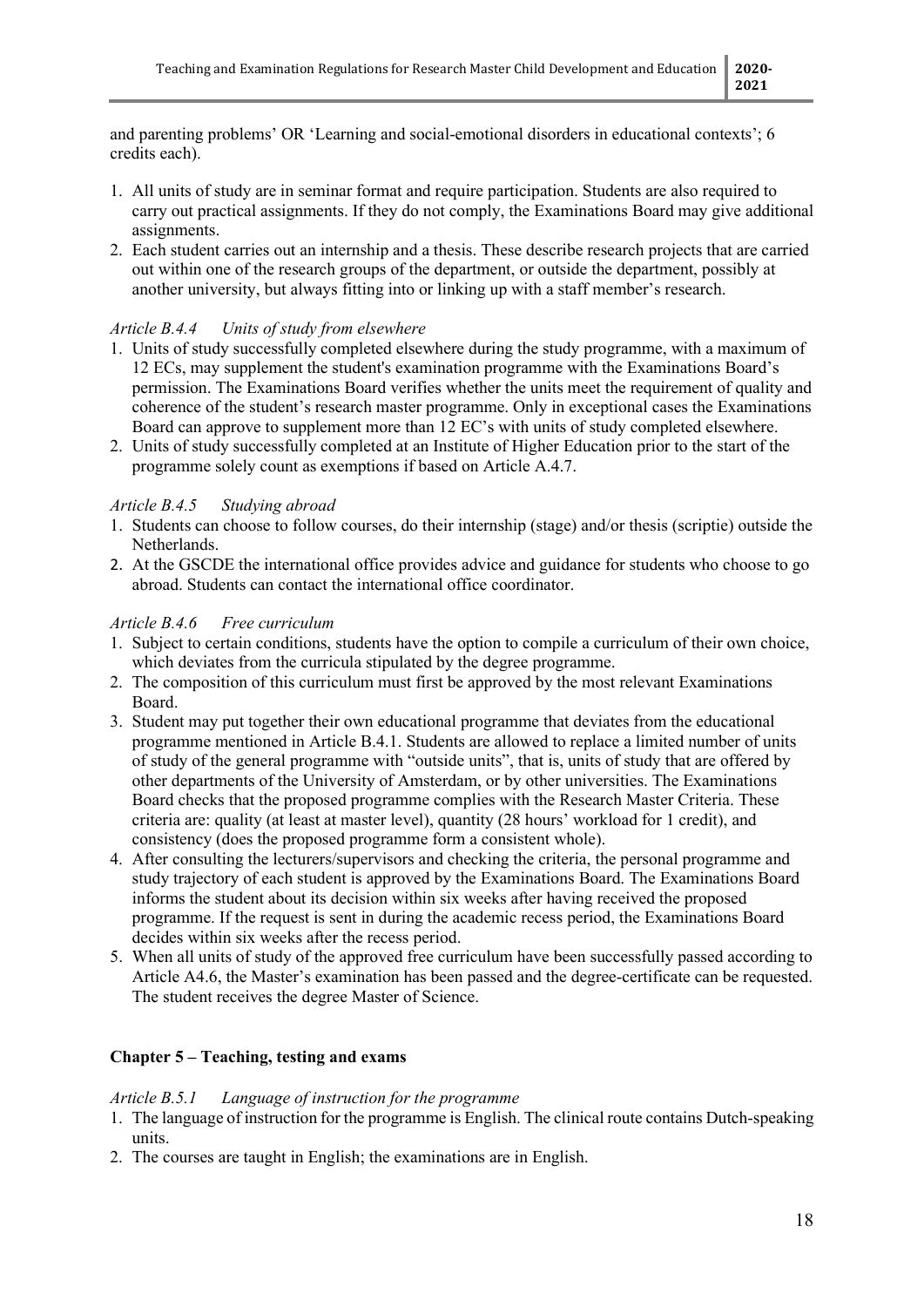and parenting problems' OR 'Learning and social-emotional disorders in educational contexts'; 6 credits each).

1. All units of study are in seminar format and require participation. Students are also required to carry out practical assignments. If they do not comply, the Examinations Board may give additional assignments.
2. Each student carries out an internship and a thesis. These describe research projects that are carried out within one of the research groups of the department, or outside the department, possibly at another university, but always fitting into or linking up with a staff member's research.

*Article B.4.4 Units of study from elsewhere*

1. Units of study successfully completed elsewhere during the study programme, with a maximum of 12 ECs, may supplement the student's examination programme with the Examinations Board's permission. The Examinations Board verifies whether the units meet the requirement of quality and coherence of the student's research master programme. Only in exceptional cases the Examinations Board can approve to supplement more than 12 EC's with units of study completed elsewhere.
2. Units of study successfully completed at an Institute of Higher Education prior to the start of the programme solely count as exemptions if based on Article A.4.7.

*Article B.4.5 Studying abroad*

1. Students can choose to follow courses, do their internship (stage) and/or thesis (scriptie) outside the Netherlands.
2. At the GSCDE the international office provides advice and guidance for students who choose to go abroad. Students can contact the international office coordinator.

*Article B.4.6 Free curriculum*

1. Subject to certain conditions, students have the option to compile a curriculum of their own choice, which deviates from the curricula stipulated by the degree programme.
2. The composition of this curriculum must first be approved by the most relevant Examinations Board.
3. Student may put together their own educational programme that deviates from the educational programme mentioned in Article B.4.1. Students are allowed to replace a limited number of units of study of the general programme with "outside units", that is, units of study that are offered by other departments of the University of Amsterdam, or by other universities. The Examinations Board checks that the proposed programme complies with the Research Master Criteria. These criteria are: quality (at least at master level), quantity (28 hours' workload for 1 credit), and consistency (does the proposed programme form a consistent whole).
4. After consulting the lecturers/supervisors and checking the criteria, the personal programme and study trajectory of each student is approved by the Examinations Board. The Examinations Board informs the student about its decision within six weeks after having received the proposed programme. If the request is sent in during the academic recess period, the Examinations Board decides within six weeks after the recess period.
5. When all units of study of the approved free curriculum have been successfully passed according to Article A4.6, the Master's examination has been passed and the degree-certificate can be requested. The student receives the degree Master of Science.

## Chapter 5 – Teaching, testing and exams

*Article B.5.1 Language of instruction for the programme*

1. The language of instruction for the programme is English. The clinical route contains Dutch-speaking units.
2. The courses are taught in English; the examinations are in English.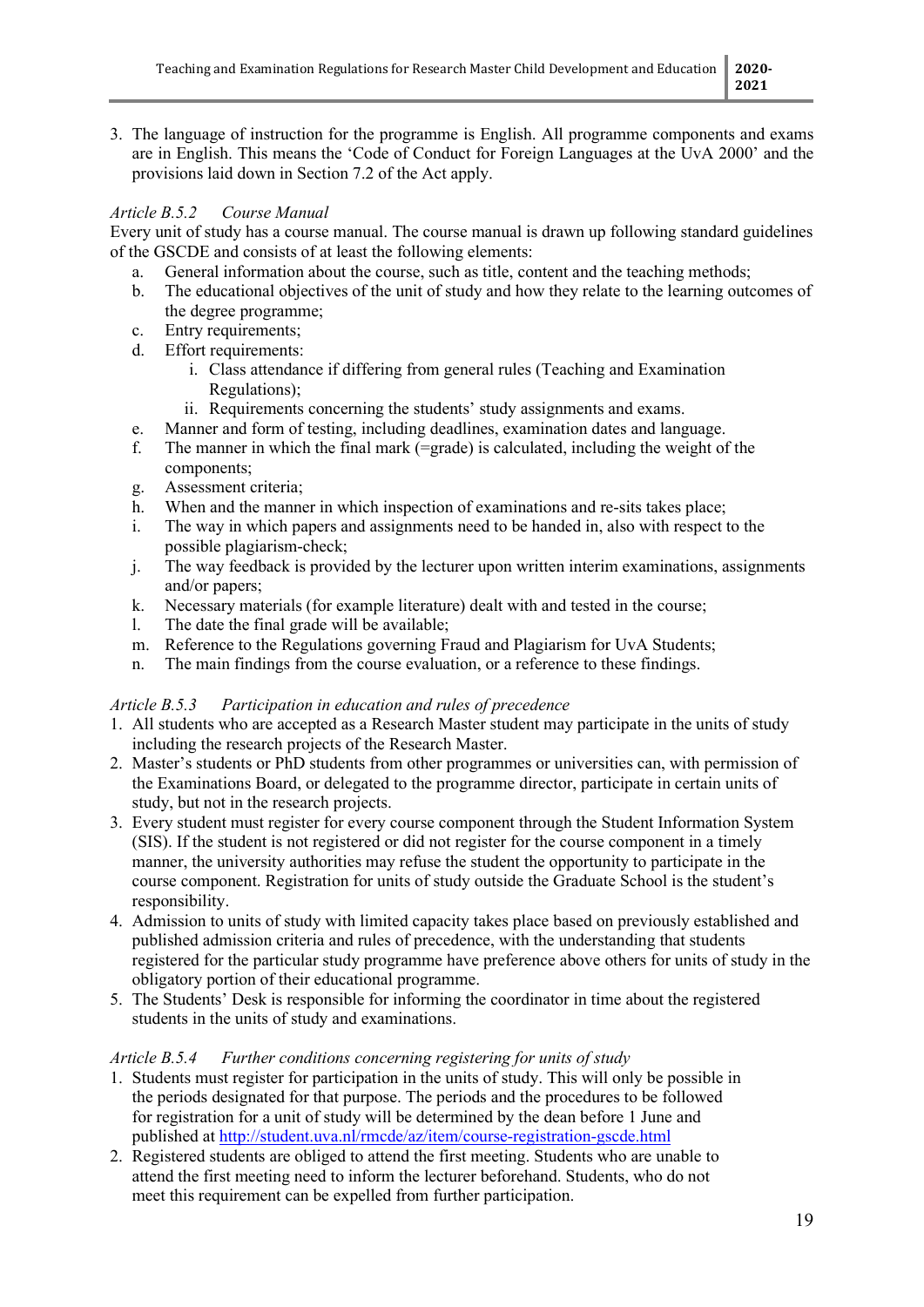3. The language of instruction for the programme is English. All programme components and exams are in English. This means the 'Code of Conduct for Foreign Languages at the UvA 2000' and the provisions laid down in Section 7.2 of the Act apply.

*Article B.5.2 Course Manual*

Every unit of study has a course manual. The course manual is drawn up following standard guidelines of the GSCDE and consists of at least the following elements:

a. General information about the course, such as title, content and the teaching methods;
b. The educational objectives of the unit of study and how they relate to the learning outcomes of the degree programme;
c. Entry requirements;
d. Effort requirements:
   i. Class attendance if differing from general rules (Teaching and Examination Regulations);
   ii. Requirements concerning the students' study assignments and exams.
e. Manner and form of testing, including deadlines, examination dates and language.
f. The manner in which the final mark (=grade) is calculated, including the weight of the components;
g. Assessment criteria;
h. When and the manner in which inspection of examinations and re-sits takes place;
i. The way in which papers and assignments need to be handed in, also with respect to the possible plagiarism-check;
j. The way feedback is provided by the lecturer upon written interim examinations, assignments and/or papers;
k. Necessary materials (for example literature) dealt with and tested in the course;
l. The date the final grade will be available;
m. Reference to the Regulations governing Fraud and Plagiarism for UvA Students;
n. The main findings from the course evaluation, or a reference to these findings.

*Article B.5.3 Participation in education and rules of precedence*

1. All students who are accepted as a Research Master student may participate in the units of study including the research projects of the Research Master.
2. Master's students or PhD students from other programmes or universities can, with permission of the Examinations Board, or delegated to the programme director, participate in certain units of study, but not in the research projects.
3. Every student must register for every course component through the Student Information System (SIS). If the student is not registered or did not register for the course component in a timely manner, the university authorities may refuse the student the opportunity to participate in the course component. Registration for units of study outside the Graduate School is the student's responsibility.
4. Admission to units of study with limited capacity takes place based on previously established and published admission criteria and rules of precedence, with the understanding that students registered for the particular study programme have preference above others for units of study in the obligatory portion of their educational programme.
5. The Students' Desk is responsible for informing the coordinator in time about the registered students in the units of study and examinations.

*Article B.5.4 Further conditions concerning registering for units of study*

1. Students must register for participation in the units of study. This will only be possible in the periods designated for that purpose. The periods and the procedures to be followed for registration for a unit of study will be determined by the dean before 1 June and published at http://student.uva.nl/rmcde/az/item/course-registration-gscde.html
2. Registered students are obliged to attend the first meeting. Students who are unable to attend the first meeting need to inform the lecturer beforehand. Students, who do not meet this requirement can be expelled from further participation.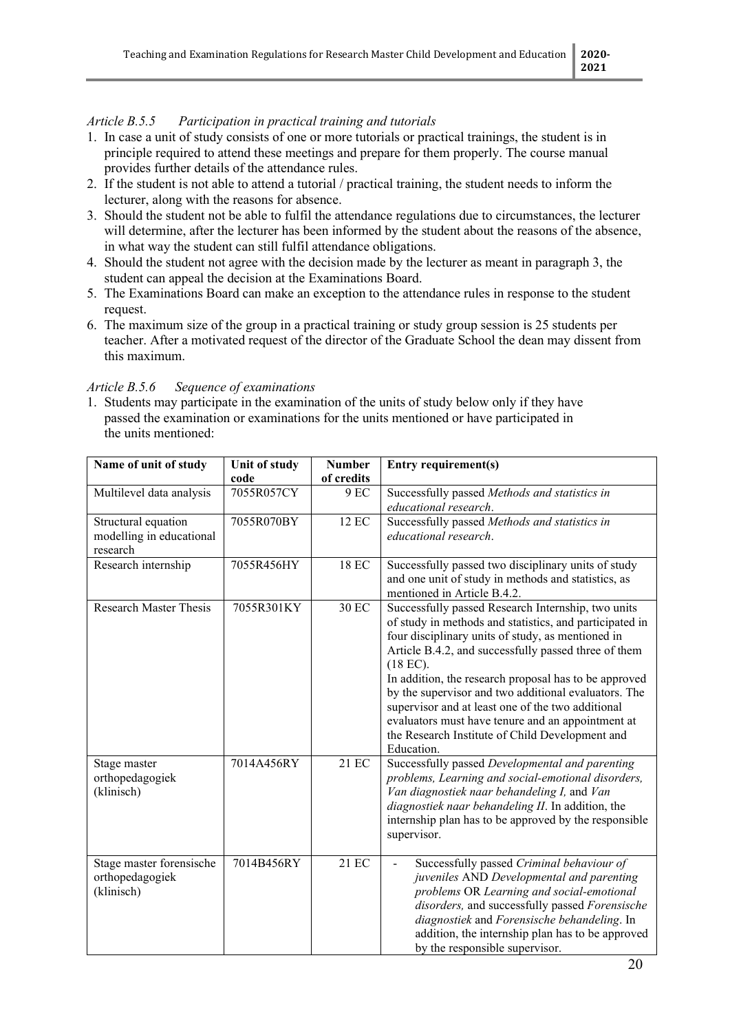*Article B.5.5 Participation in practical training and tutorials*

1. In case a unit of study consists of one or more tutorials or practical trainings, the student is in principle required to attend these meetings and prepare for them properly. The course manual provides further details of the attendance rules.
2. If the student is not able to attend a tutorial / practical training, the student needs to inform the lecturer, along with the reasons for absence.
3. Should the student not be able to fulfil the attendance regulations due to circumstances, the lecturer will determine, after the lecturer has been informed by the student about the reasons of the absence, in what way the student can still fulfil attendance obligations.
4. Should the student not agree with the decision made by the lecturer as meant in paragraph 3, the student can appeal the decision at the Examinations Board.
5. The Examinations Board can make an exception to the attendance rules in response to the student request.
6. The maximum size of the group in a practical training or study group session is 25 students per teacher. After a motivated request of the director of the Graduate School the dean may dissent from this maximum.

*Article B.5.6 Sequence of examinations*

1. Students may participate in the examination of the units of study below only if they have passed the examination or examinations for the units mentioned or have participated in the units mentioned:

| Name of unit of study | Unit of study code | Number of credits | Entry requirement(s) |
|---|---|---|---|
| Multilevel data analysis | 7055R057CY | 9 EC | Successfully passed *Methods and statistics in educational research*. |
| Structural equation modelling in educational research | 7055R070BY | 12 EC | Successfully passed *Methods and statistics in educational research*. |
| Research internship | 7055R456HY | 18 EC | Successfully passed two disciplinary units of study and one unit of study in methods and statistics, as mentioned in Article B.4.2. |
| Research Master Thesis | 7055R301KY | 30 EC | Successfully passed Research Internship, two units of study in methods and statistics, and participated in four disciplinary units of study, as mentioned in Article B.4.2, and successfully passed three of them (18 EC). In addition, the research proposal has to be approved by the supervisor and two additional evaluators. The supervisor and at least one of the two additional evaluators must have tenure and an appointment at the Research Institute of Child Development and Education. |
| Stage master orthopedagogiek (klinisch) | 7014A456RY | 21 EC | Successfully passed *Developmental and parenting problems, Learning and social-emotional disorders, Van diagnostiek naar behandeling I,* and *Van diagnostiek naar behandeling II*. In addition, the internship plan has to be approved by the responsible supervisor. |
| Stage master forensische orthopedagogiek (klinisch) | 7014B456RY | 21 EC | - Successfully passed *Criminal behaviour of juveniles* AND *Developmental and parenting problems* OR *Learning and social-emotional disorders,* and successfully passed *Forensische diagnostiek* and *Forensische behandeling*. In addition, the internship plan has to be approved by the responsible supervisor. |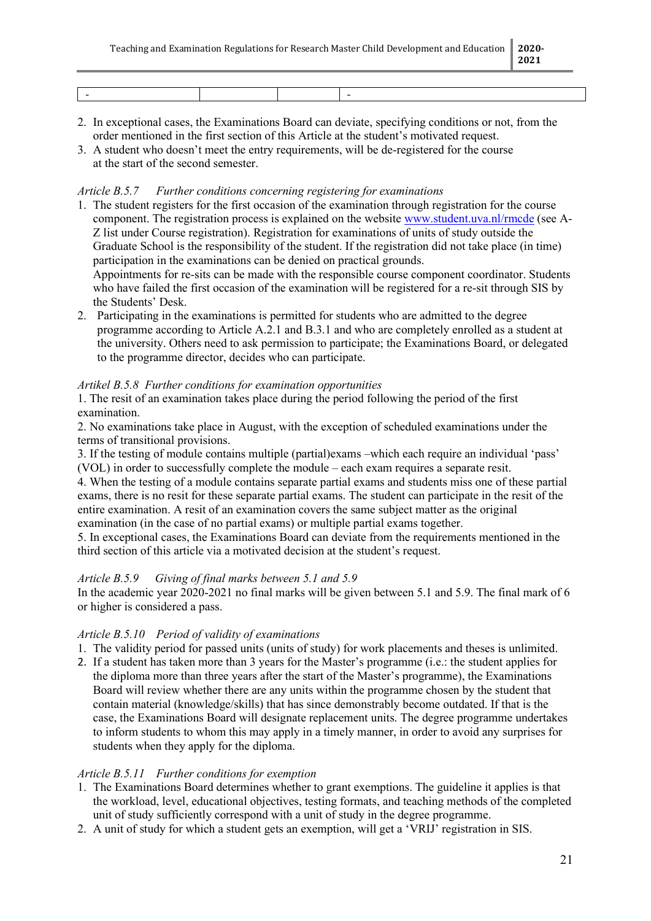| | | | |
|---|---|---|---|
| - | | | - |

2. In exceptional cases, the Examinations Board can deviate, specifying conditions or not, from the order mentioned in the first section of this Article at the student's motivated request.
3. A student who doesn't meet the entry requirements, will be de-registered for the course at the start of the second semester.

*Article B.5.7 Further conditions concerning registering for examinations*

1. The student registers for the first occasion of the examination through registration for the course component. The registration process is explained on the website [www.student.uva.nl/rmcde](http://www.student.uva.nl/rmcde) (see A-Z list under Course registration). Registration for examinations of units of study outside the Graduate School is the responsibility of the student. If the registration did not take place (in time) participation in the examinations can be denied on practical grounds.
   Appointments for re-sits can be made with the responsible course component coordinator. Students who have failed the first occasion of the examination will be registered for a re-sit through SIS by the Students' Desk.
2. Participating in the examinations is permitted for students who are admitted to the degree programme according to Article A.2.1 and B.3.1 and who are completely enrolled as a student at the university. Others need to ask permission to participate; the Examinations Board, or delegated to the programme director, decides who can participate.

*Artikel B.5.8 Further conditions for examination opportunities*

1. The resit of an examination takes place during the period following the period of the first examination.
2. No examinations take place in August, with the exception of scheduled examinations under the terms of transitional provisions.
3. If the testing of module contains multiple (partial)exams –which each require an individual 'pass' (VOL) in order to successfully complete the module – each exam requires a separate resit.
4. When the testing of a module contains separate partial exams and students miss one of these partial exams, there is no resit for these separate partial exams. The student can participate in the resit of the entire examination. A resit of an examination covers the same subject matter as the original examination (in the case of no partial exams) or multiple partial exams together.
5. In exceptional cases, the Examinations Board can deviate from the requirements mentioned in the third section of this article via a motivated decision at the student's request.

*Article B.5.9 Giving of final marks between 5.1 and 5.9*

In the academic year 2020-2021 no final marks will be given between 5.1 and 5.9. The final mark of 6 or higher is considered a pass.

*Article B.5.10 Period of validity of examinations*

1. The validity period for passed units (units of study) for work placements and theses is unlimited.
2. If a student has taken more than 3 years for the Master's programme (i.e.: the student applies for the diploma more than three years after the start of the Master's programme), the Examinations Board will review whether there are any units within the programme chosen by the student that contain material (knowledge/skills) that has since demonstrably become outdated. If that is the case, the Examinations Board will designate replacement units. The degree programme undertakes to inform students to whom this may apply in a timely manner, in order to avoid any surprises for students when they apply for the diploma.

*Article B.5.11 Further conditions for exemption*

1. The Examinations Board determines whether to grant exemptions. The guideline it applies is that the workload, level, educational objectives, testing formats, and teaching methods of the completed unit of study sufficiently correspond with a unit of study in the degree programme.
2. A unit of study for which a student gets an exemption, will get a 'VRIJ' registration in SIS.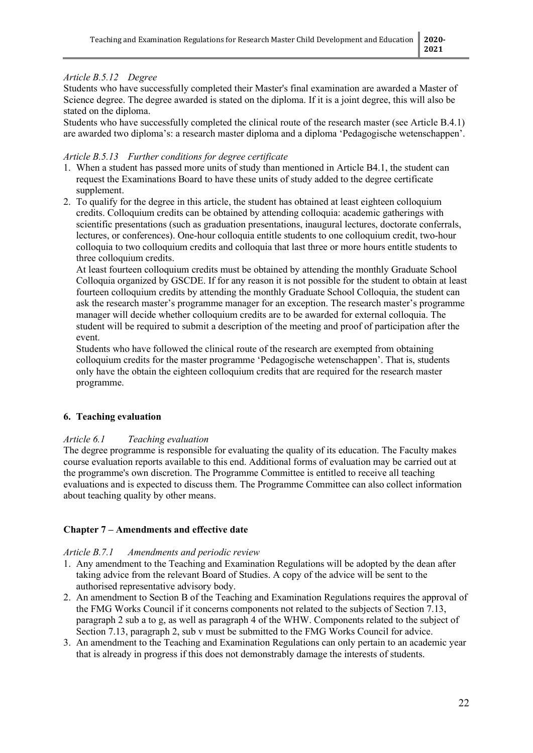*Article B.5.12 Degree*

Students who have successfully completed their Master's final examination are awarded a Master of Science degree. The degree awarded is stated on the diploma. If it is a joint degree, this will also be stated on the diploma.

Students who have successfully completed the clinical route of the research master (see Article B.4.1) are awarded two diploma's: a research master diploma and a diploma 'Pedagogische wetenschappen'.

*Article B.5.13 Further conditions for degree certificate*

1. When a student has passed more units of study than mentioned in Article B4.1, the student can request the Examinations Board to have these units of study added to the degree certificate supplement.
2. To qualify for the degree in this article, the student has obtained at least eighteen colloquium credits. Colloquium credits can be obtained by attending colloquia: academic gatherings with scientific presentations (such as graduation presentations, inaugural lectures, doctorate conferrals, lectures, or conferences). One-hour colloquia entitle students to one colloquium credit, two-hour colloquia to two colloquium credits and colloquia that last three or more hours entitle students to three colloquium credits.
   At least fourteen colloquium credits must be obtained by attending the monthly Graduate School Colloquia organized by GSCDE. If for any reason it is not possible for the student to obtain at least fourteen colloquium credits by attending the monthly Graduate School Colloquia, the student can ask the research master's programme manager for an exception. The research master's programme manager will decide whether colloquium credits are to be awarded for external colloquia. The student will be required to submit a description of the meeting and proof of participation after the event.
   Students who have followed the clinical route of the research are exempted from obtaining colloquium credits for the master programme 'Pedagogische wetenschappen'. That is, students only have the obtain the eighteen colloquium credits that are required for the research master programme.

## 6. Teaching evaluation

*Article 6.1 Teaching evaluation*

The degree programme is responsible for evaluating the quality of its education. The Faculty makes course evaluation reports available to this end. Additional forms of evaluation may be carried out at the programme's own discretion. The Programme Committee is entitled to receive all teaching evaluations and is expected to discuss them. The Programme Committee can also collect information about teaching quality by other means.

## Chapter 7 – Amendments and effective date

*Article B.7.1 Amendments and periodic review*

1. Any amendment to the Teaching and Examination Regulations will be adopted by the dean after taking advice from the relevant Board of Studies. A copy of the advice will be sent to the authorised representative advisory body.
2. An amendment to Section B of the Teaching and Examination Regulations requires the approval of the FMG Works Council if it concerns components not related to the subjects of Section 7.13, paragraph 2 sub a to g, as well as paragraph 4 of the WHW. Components related to the subject of Section 7.13, paragraph 2, sub v must be submitted to the FMG Works Council for advice.
3. An amendment to the Teaching and Examination Regulations can only pertain to an academic year that is already in progress if this does not demonstrably damage the interests of students.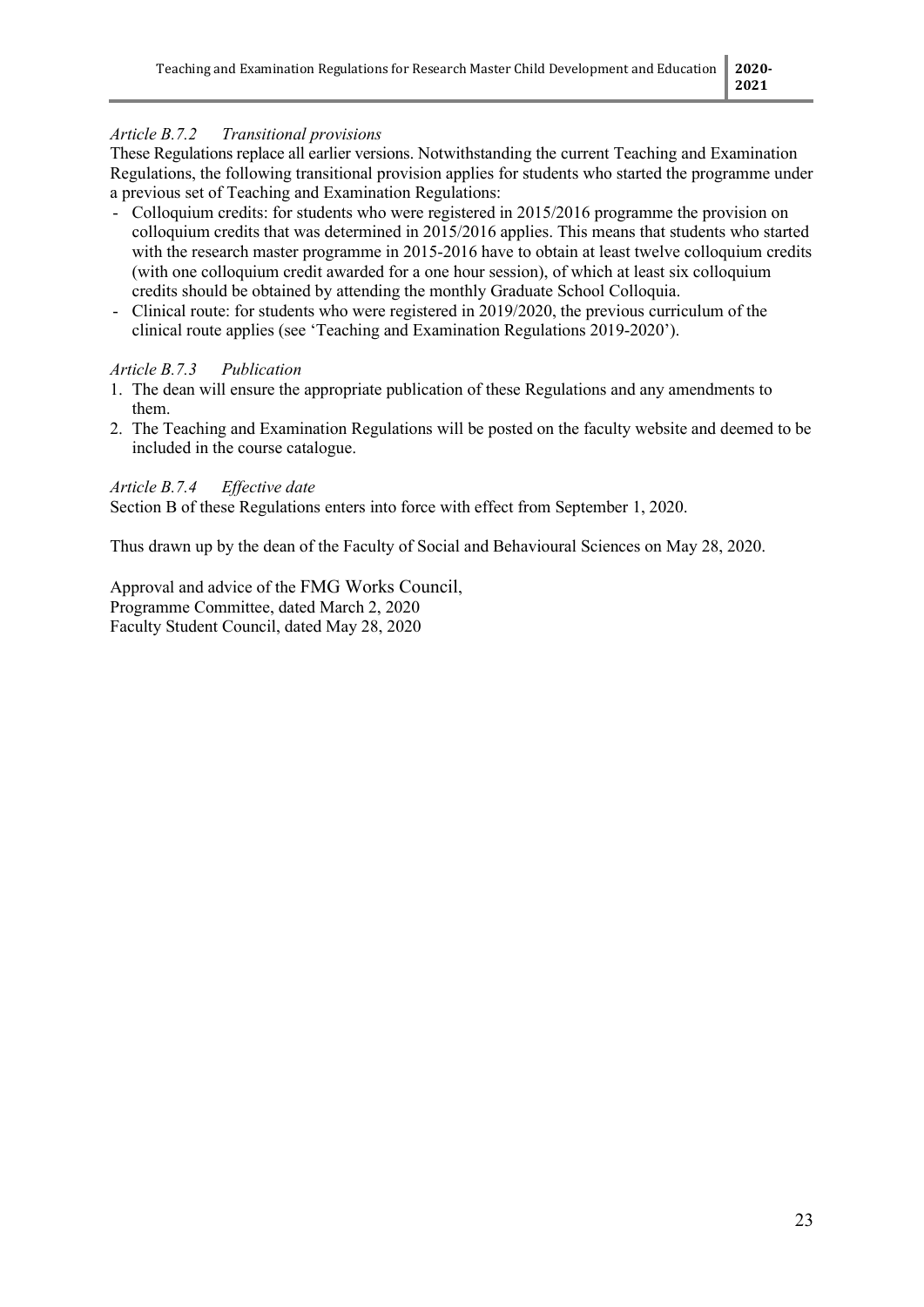*Article B.7.2 Transitional provisions*

These Regulations replace all earlier versions. Notwithstanding the current Teaching and Examination Regulations, the following transitional provision applies for students who started the programme under a previous set of Teaching and Examination Regulations:

- Colloquium credits: for students who were registered in 2015/2016 programme the provision on colloquium credits that was determined in 2015/2016 applies. This means that students who started with the research master programme in 2015-2016 have to obtain at least twelve colloquium credits (with one colloquium credit awarded for a one hour session), of which at least six colloquium credits should be obtained by attending the monthly Graduate School Colloquia.
- Clinical route: for students who were registered in 2019/2020, the previous curriculum of the clinical route applies (see 'Teaching and Examination Regulations 2019-2020').

*Article B.7.3 Publication*

1. The dean will ensure the appropriate publication of these Regulations and any amendments to them.
2. The Teaching and Examination Regulations will be posted on the faculty website and deemed to be included in the course catalogue.

*Article B.7.4 Effective date*

Section B of these Regulations enters into force with effect from September 1, 2020.

Thus drawn up by the dean of the Faculty of Social and Behavioural Sciences on May 28, 2020.

Approval and advice of the FMG Works Council,
Programme Committee, dated March 2, 2020
Faculty Student Council, dated May 28, 2020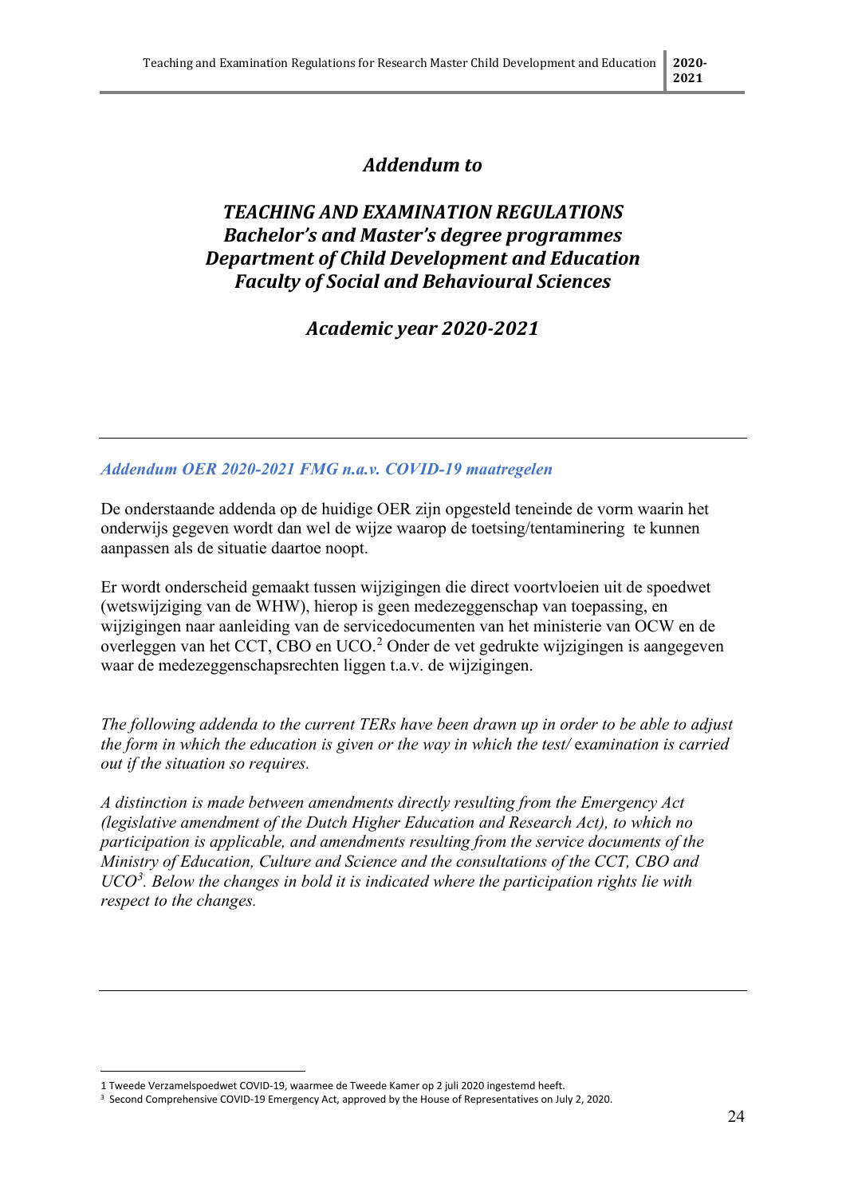# *Addendum to*

## *TEACHING AND EXAMINATION REGULATIONS*
## *Bachelor's and Master's degree programmes*
## *Department of Child Development and Education*
## *Faculty of Social and Behavioural Sciences*

## *Academic year 2020-2021*

---

### *Addendum OER 2020-2021 FMG n.a.v. COVID-19 maatregelen*

De onderstaande addenda op de huidige OER zijn opgesteld teneinde de vorm waarin het onderwijs gegeven wordt dan wel de wijze waarop de toetsing/tentaminering te kunnen aanpassen als de situatie daartoe noopt.

Er wordt onderscheid gemaakt tussen wijzigingen die direct voortvloeien uit de spoedwet (wetswijziging van de WHW), hierop is geen medezeggenschap van toepassing, en wijzigingen naar aanleiding van de servicedocumenten van het ministerie van OCW en de overleggen van het CCT, CBO en UCO.[2] Onder de vet gedrukte wijzigingen is aangegeven waar de medezeggenschapsrechten liggen t.a.v. de wijzigingen.

*The following addenda to the current TERs have been drawn up in order to be able to adjust the form in which the education is given or the way in which the test/ examination is carried out if the situation so requires.*

*A distinction is made between amendments directly resulting from the Emergency Act (legislative amendment of the Dutch Higher Education and Research Act), to which no participation is applicable, and amendments resulting from the service documents of the Ministry of Education, Culture and Science and the consultations of the CCT, CBO and UCO[3]. Below the changes in bold it is indicated where the participation rights lie with respect to the changes.*

---

1 Tweede Verzamelspoedwet COVID-19, waarmee de Tweede Kamer op 2 juli 2020 ingestemd heeft.

3 Second Comprehensive COVID-19 Emergency Act, approved by the House of Representatives on July 2, 2020.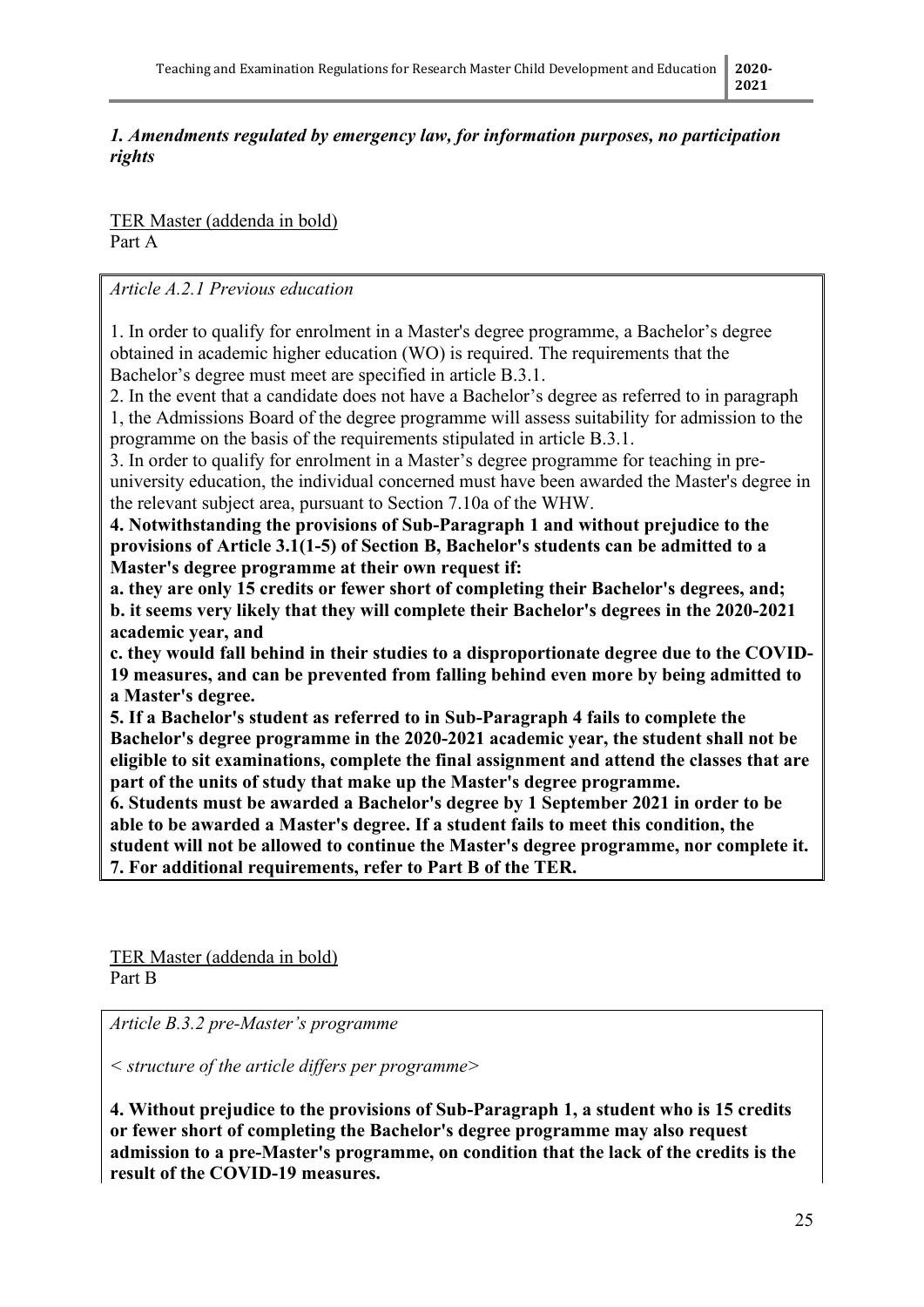## *1. Amendments regulated by emergency law, for information purposes, no participation rights*

TER Master (addenda in bold)
Part A

*Article A.2.1 Previous education*

1. In order to qualify for enrolment in a Master's degree programme, a Bachelor's degree obtained in academic higher education (WO) is required. The requirements that the Bachelor's degree must meet are specified in article B.3.1.
2. In the event that a candidate does not have a Bachelor's degree as referred to in paragraph 1, the Admissions Board of the degree programme will assess suitability for admission to the programme on the basis of the requirements stipulated in article B.3.1.
3. In order to qualify for enrolment in a Master's degree programme for teaching in pre-university education, the individual concerned must have been awarded the Master's degree in the relevant subject area, pursuant to Section 7.10a of the WHW.
**4. Notwithstanding the provisions of Sub-Paragraph 1 and without prejudice to the provisions of Article 3.1(1-5) of Section B, Bachelor's students can be admitted to a Master's degree programme at their own request if:**
**a. they are only 15 credits or fewer short of completing their Bachelor's degrees, and;**
**b. it seems very likely that they will complete their Bachelor's degrees in the 2020-2021 academic year, and**
**c. they would fall behind in their studies to a disproportionate degree due to the COVID-19 measures, and can be prevented from falling behind even more by being admitted to a Master's degree.**
**5. If a Bachelor's student as referred to in Sub-Paragraph 4 fails to complete the Bachelor's degree programme in the 2020-2021 academic year, the student shall not be eligible to sit examinations, complete the final assignment and attend the classes that are part of the units of study that make up the Master's degree programme.**
**6. Students must be awarded a Bachelor's degree by 1 September 2021 in order to be able to be awarded a Master's degree. If a student fails to meet this condition, the student will not be allowed to continue the Master's degree programme, nor complete it.**
**7. For additional requirements, refer to Part B of the TER.**

TER Master (addenda in bold)
Part B

*Article B.3.2 pre-Master's programme*

*< structure of the article differs per programme>*

**4. Without prejudice to the provisions of Sub-Paragraph 1, a student who is 15 credits or fewer short of completing the Bachelor's degree programme may also request admission to a pre-Master's programme, on condition that the lack of the credits is the result of the COVID-19 measures.**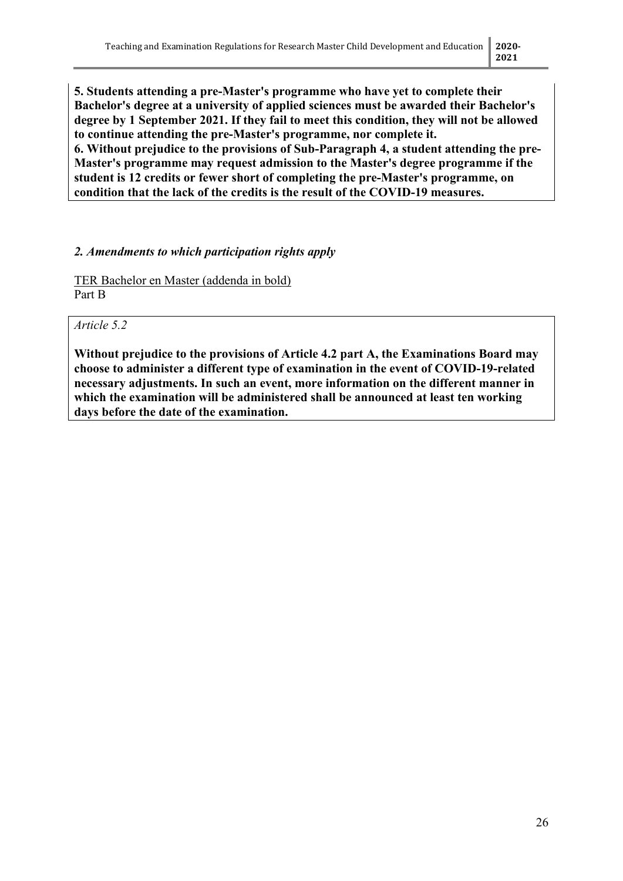**5. Students attending a pre-Master's programme who have yet to complete their Bachelor's degree at a university of applied sciences must be awarded their Bachelor's degree by 1 September 2021. If they fail to meet this condition, they will not be allowed to continue attending the pre-Master's programme, nor complete it.**
**6. Without prejudice to the provisions of Sub-Paragraph 4, a student attending the pre-Master's programme may request admission to the Master's degree programme if the student is 12 credits or fewer short of completing the pre-Master's programme, on condition that the lack of the credits is the result of the COVID-19 measures.**

### *2. Amendments to which participation rights apply*

TER Bachelor en Master (addenda in bold)
Part B

*Article 5.2*

**Without prejudice to the provisions of Article 4.2 part A, the Examinations Board may choose to administer a different type of examination in the event of COVID-19-related necessary adjustments. In such an event, more information on the different manner in which the examination will be administered shall be announced at least ten working days before the date of the examination.**